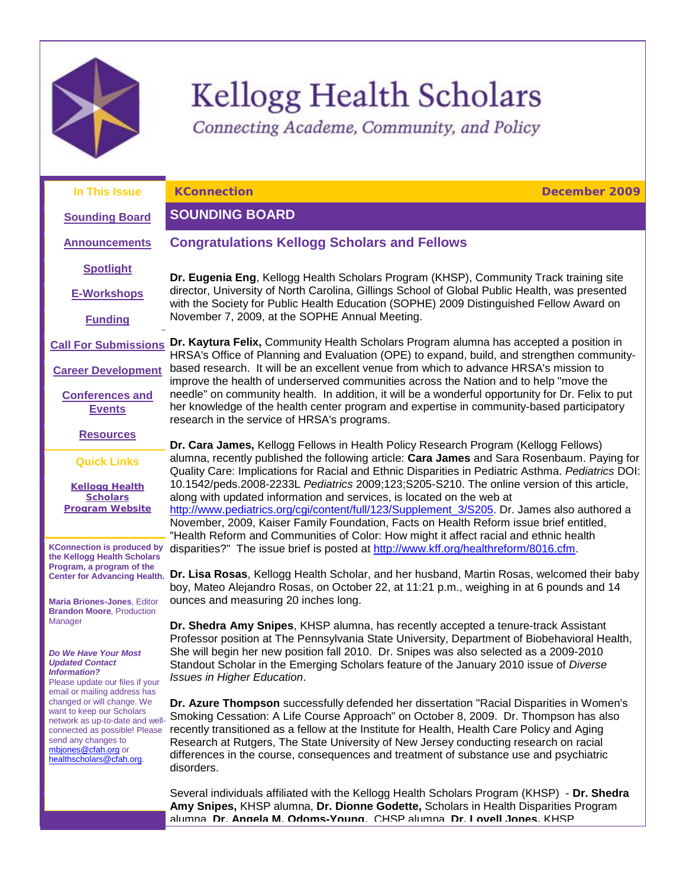# Kellogg Health Scholars

*Connecting Academe, Community, and Policy*

**In This Issue**

- Sounding Board
- Announcements
- Spotlight
- E-Workshops
- Funding
- Call For Submissions
- Career Development
- Conferences and Events
- Resources

**Quick Links**

- Kellogg Health Scholars Program Website

**KConnection is produced by the Kellogg Health Scholars Program, a program of the Center for Advancing Health.**

**Maria Briones-Jones**, Editor
**Brandon Moore**, Production Manager

***Do We Have Your Most Updated Contact Information?***
Please update our files if your email or mailing address has changed or will change. We want to keep our Scholars network as up-to-date and well-connected as possible! Please send any changes to mbjones@cfah.org or healthscholars@cfah.org.

**KConnection** | **December 2009**

## SOUNDING BOARD

### Congratulations Kellogg Scholars and Fellows

**Dr. Eugenia Eng**, Kellogg Health Scholars Program (KHSP), Community Track training site director, University of North Carolina, Gillings School of Global Public Health, was presented with the Society for Public Health Education (SOPHE) 2009 Distinguished Fellow Award on November 7, 2009, at the SOPHE Annual Meeting.

**Dr. Kaytura Felix,** Community Health Scholars Program alumna has accepted a position in HRSA's Office of Planning and Evaluation (OPE) to expand, build, and strengthen community-based research. It will be an excellent venue from which to advance HRSA's mission to improve the health of underserved communities across the Nation and to help "move the needle" on community health. In addition, it will be a wonderful opportunity for Dr. Felix to put her knowledge of the health center program and expertise in community-based participatory research in the service of HRSA's programs.

**Dr. Cara James,** Kellogg Fellows in Health Policy Research Program (Kellogg Fellows) alumna, recently published the following article: **Cara James** and Sara Rosenbaum. Paying for Quality Care: Implications for Racial and Ethnic Disparities in Pediatric Asthma. *Pediatrics* DOI: 10.1542/peds.2008-2233L *Pediatrics* 2009;123;S205-S210. The online version of this article, along with updated information and services, is located on the web at http://www.pediatrics.org/cgi/content/full/123/Supplement_3/S205. Dr. James also authored a November, 2009, Kaiser Family Foundation, Facts on Health Reform issue brief entitled, "Health Reform and Communities of Color: How might it affect racial and ethnic health disparities?" The issue brief is posted at http://www.kff.org/healthreform/8016.cfm.

**Dr. Lisa Rosas**, Kellogg Health Scholar, and her husband, Martin Rosas, welcomed their baby boy, Mateo Alejandro Rosas, on October 22, at 11:21 p.m., weighing in at 6 pounds and 14 ounces and measuring 20 inches long.

**Dr. Shedra Amy Snipes**, KHSP alumna, has recently accepted a tenure-track Assistant Professor position at The Pennsylvania State University, Department of Biobehavioral Health, She will begin her new position fall 2010. Dr. Snipes was also selected as a 2009-2010 Standout Scholar in the Emerging Scholars feature of the January 2010 issue of *Diverse Issues in Higher Education*.

**Dr. Azure Thompson** successfully defended her dissertation "Racial Disparities in Women's Smoking Cessation: A Life Course Approach" on October 8, 2009. Dr. Thompson has also recently transitioned as a fellow at the Institute for Health, Health Care Policy and Aging Research at Rutgers, The State University of New Jersey conducting research on racial differences in the course, consequences and treatment of substance use and psychiatric disorders.

Several individuals affiliated with the Kellogg Health Scholars Program (KHSP) - **Dr. Shedra Amy Snipes,** KHSP alumna, **Dr. Dionne Godette,** Scholars in Health Disparities Program alumna, **Dr. Angela M. Odoms-Young**, CHSP alumna, **Dr. Lovell Jones**, KHSP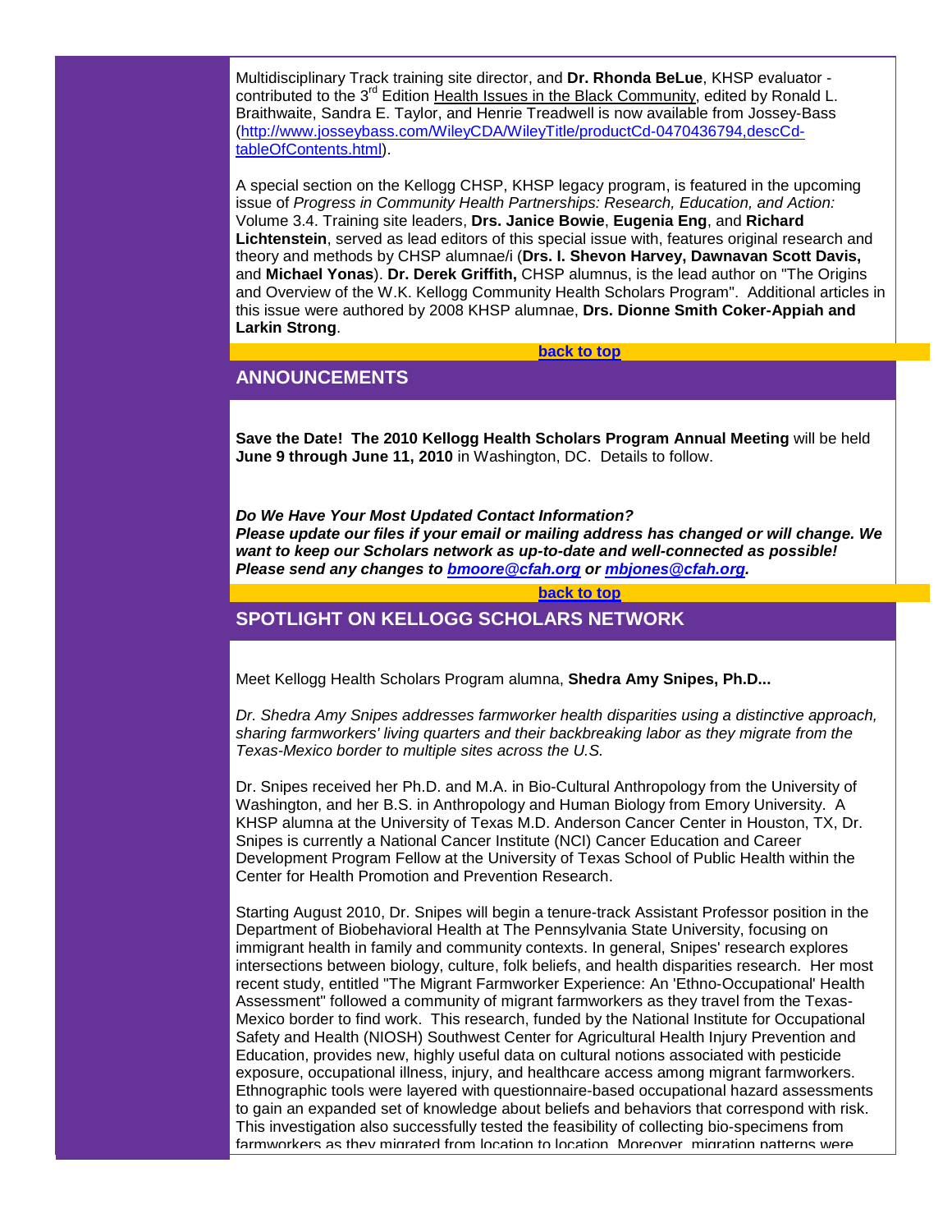Multidisciplinary Track training site director, and **Dr. Rhonda BeLue**, KHSP evaluator - contributed to the 3rd Edition Health Issues in the Black Community, edited by Ronald L. Braithwaite, Sandra E. Taylor, and Henrie Treadwell is now available from Jossey-Bass (http://www.josseybass.com/WileyCDA/WileyTitle/productCd-0470436794,descCd-tableOfContents.html).

A special section on the Kellogg CHSP, KHSP legacy program, is featured in the upcoming issue of *Progress in Community Health Partnerships: Research, Education, and Action:* Volume 3.4. Training site leaders, **Drs. Janice Bowie**, **Eugenia Eng**, and **Richard Lichtenstein**, served as lead editors of this special issue with, features original research and theory and methods by CHSP alumnae/i (**Drs. I. Shevon Harvey, Dawnavan Scott Davis,** and **Michael Yonas**). **Dr. Derek Griffith,** CHSP alumnus, is the lead author on "The Origins and Overview of the W.K. Kellogg Community Health Scholars Program". Additional articles in this issue were authored by 2008 KHSP alumnae, **Drs. Dionne Smith Coker-Appiah and Larkin Strong**.

**back to top**

## ANNOUNCEMENTS

**Save the Date! The 2010 Kellogg Health Scholars Program Annual Meeting** will be held **June 9 through June 11, 2010** in Washington, DC. Details to follow.

***Do We Have Your Most Updated Contact Information?***
***Please update our files if your email or mailing address has changed or will change. We want to keep our Scholars network as up-to-date and well-connected as possible! Please send any changes to bmoore@cfah.org or mbjones@cfah.org.***

**back to top**

## SPOTLIGHT ON KELLOGG SCHOLARS NETWORK

Meet Kellogg Health Scholars Program alumna, **Shedra Amy Snipes, Ph.D...**

*Dr. Shedra Amy Snipes addresses farmworker health disparities using a distinctive approach, sharing farmworkers' living quarters and their backbreaking labor as they migrate from the Texas-Mexico border to multiple sites across the U.S.*

Dr. Snipes received her Ph.D. and M.A. in Bio-Cultural Anthropology from the University of Washington, and her B.S. in Anthropology and Human Biology from Emory University. A KHSP alumna at the University of Texas M.D. Anderson Cancer Center in Houston, TX, Dr. Snipes is currently a National Cancer Institute (NCI) Cancer Education and Career Development Program Fellow at the University of Texas School of Public Health within the Center for Health Promotion and Prevention Research.

Starting August 2010, Dr. Snipes will begin a tenure-track Assistant Professor position in the Department of Biobehavioral Health at The Pennsylvania State University, focusing on immigrant health in family and community contexts. In general, Snipes' research explores intersections between biology, culture, folk beliefs, and health disparities research. Her most recent study, entitled "The Migrant Farmworker Experience: An 'Ethno-Occupational' Health Assessment" followed a community of migrant farmworkers as they travel from the Texas-Mexico border to find work. This research, funded by the National Institute for Occupational Safety and Health (NIOSH) Southwest Center for Agricultural Health Injury Prevention and Education, provides new, highly useful data on cultural notions associated with pesticide exposure, occupational illness, injury, and healthcare access among migrant farmworkers. Ethnographic tools were layered with questionnaire-based occupational hazard assessments to gain an expanded set of knowledge about beliefs and behaviors that correspond with risk. This investigation also successfully tested the feasibility of collecting bio-specimens from farmworkers as they migrated from location to location. Moreover, migration patterns were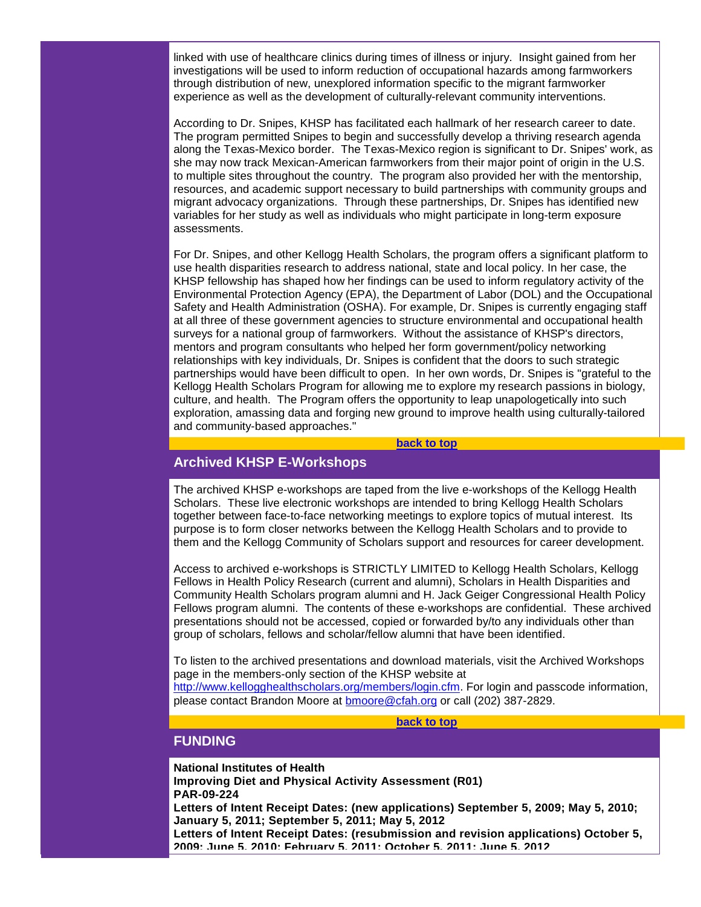linked with use of healthcare clinics during times of illness or injury. Insight gained from her investigations will be used to inform reduction of occupational hazards among farmworkers through distribution of new, unexplored information specific to the migrant farmworker experience as well as the development of culturally-relevant community interventions.

According to Dr. Snipes, KHSP has facilitated each hallmark of her research career to date. The program permitted Snipes to begin and successfully develop a thriving research agenda along the Texas-Mexico border. The Texas-Mexico region is significant to Dr. Snipes' work, as she may now track Mexican-American farmworkers from their major point of origin in the U.S. to multiple sites throughout the country. The program also provided her with the mentorship, resources, and academic support necessary to build partnerships with community groups and migrant advocacy organizations. Through these partnerships, Dr. Snipes has identified new variables for her study as well as individuals who might participate in long-term exposure assessments.

For Dr. Snipes, and other Kellogg Health Scholars, the program offers a significant platform to use health disparities research to address national, state and local policy. In her case, the KHSP fellowship has shaped how her findings can be used to inform regulatory activity of the Environmental Protection Agency (EPA), the Department of Labor (DOL) and the Occupational Safety and Health Administration (OSHA). For example, Dr. Snipes is currently engaging staff at all three of these government agencies to structure environmental and occupational health surveys for a national group of farmworkers. Without the assistance of KHSP's directors, mentors and program consultants who helped her form government/policy networking relationships with key individuals, Dr. Snipes is confident that the doors to such strategic partnerships would have been difficult to open. In her own words, Dr. Snipes is "grateful to the Kellogg Health Scholars Program for allowing me to explore my research passions in biology, culture, and health. The Program offers the opportunity to leap unapologetically into such exploration, amassing data and forging new ground to improve health using culturally-tailored and community-based approaches."

**back to top**

## Archived KHSP E-Workshops

The archived KHSP e-workshops are taped from the live e-workshops of the Kellogg Health Scholars. These live electronic workshops are intended to bring Kellogg Health Scholars together between face-to-face networking meetings to explore topics of mutual interest. Its purpose is to form closer networks between the Kellogg Health Scholars and to provide to them and the Kellogg Community of Scholars support and resources for career development.

Access to archived e-workshops is STRICTLY LIMITED to Kellogg Health Scholars, Kellogg Fellows in Health Policy Research (current and alumni), Scholars in Health Disparities and Community Health Scholars program alumni and H. Jack Geiger Congressional Health Policy Fellows program alumni. The contents of these e-workshops are confidential. These archived presentations should not be accessed, copied or forwarded by/to any individuals other than group of scholars, fellows and scholar/fellow alumni that have been identified.

To listen to the archived presentations and download materials, visit the Archived Workshops page in the members-only section of the KHSP website at http://www.kellogghealthscholars.org/members/login.cfm. For login and passcode information, please contact Brandon Moore at bmoore@cfah.org or call (202) 387-2829.

**back to top**

## FUNDING

**National Institutes of Health**
**Improving Diet and Physical Activity Assessment (R01)**
**PAR-09-224**
**Letters of Intent Receipt Dates: (new applications) September 5, 2009; May 5, 2010; January 5, 2011; September 5, 2011; May 5, 2012**
**Letters of Intent Receipt Dates: (resubmission and revision applications) October 5, 2009; June 5, 2010; February 5, 2011; October 5, 2011; June 5, 2012**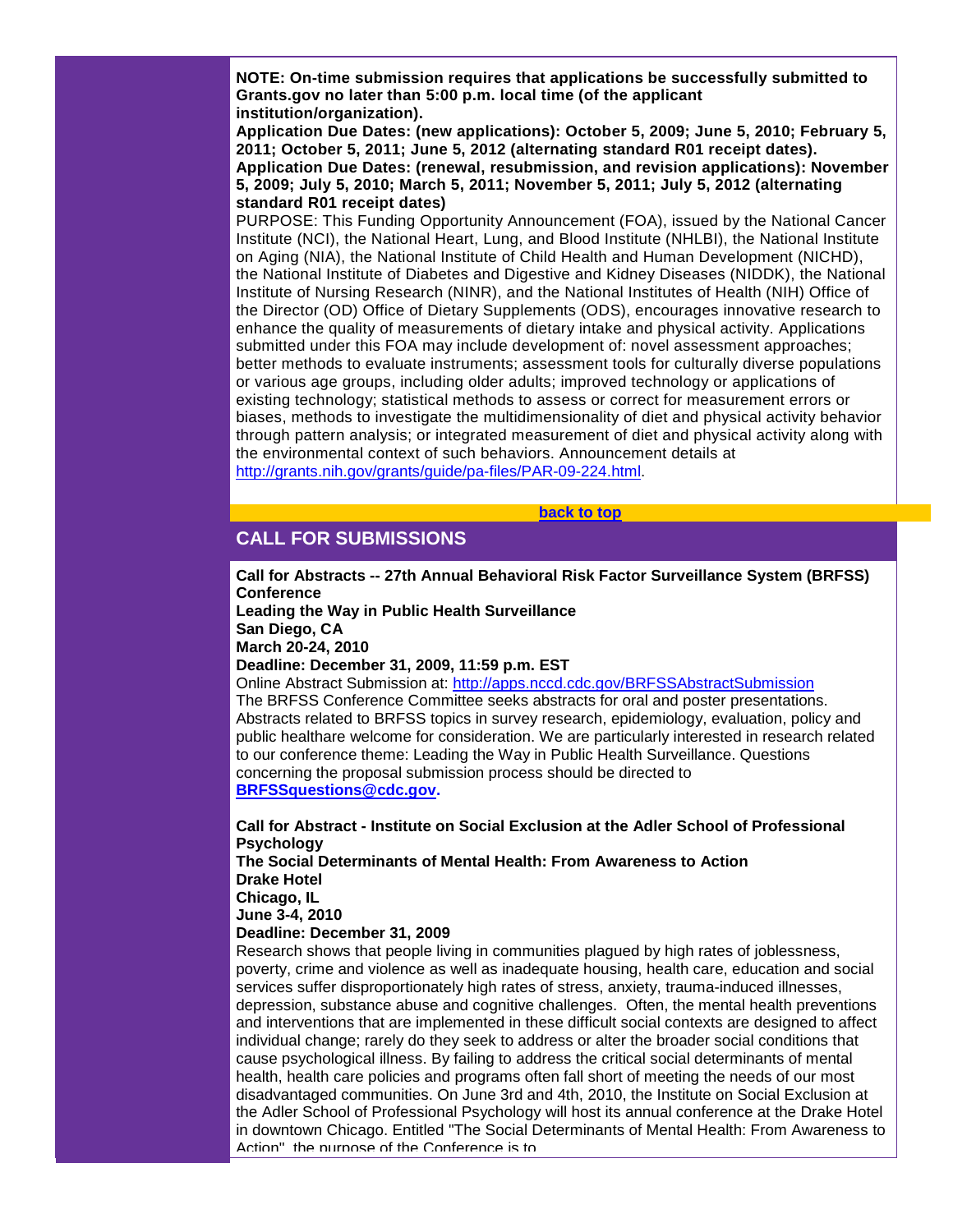**NOTE: On-time submission requires that applications be successfully submitted to Grants.gov no later than 5:00 p.m. local time (of the applicant institution/organization).**

**Application Due Dates: (new applications): October 5, 2009; June 5, 2010; February 5, 2011; October 5, 2011; June 5, 2012 (alternating standard R01 receipt dates).**

**Application Due Dates: (renewal, resubmission, and revision applications): November 5, 2009; July 5, 2010; March 5, 2011; November 5, 2011; July 5, 2012 (alternating standard R01 receipt dates)**

PURPOSE: This Funding Opportunity Announcement (FOA), issued by the National Cancer Institute (NCI), the National Heart, Lung, and Blood Institute (NHLBI), the National Institute on Aging (NIA), the National Institute of Child Health and Human Development (NICHD), the National Institute of Diabetes and Digestive and Kidney Diseases (NIDDK), the National Institute of Nursing Research (NINR), and the National Institutes of Health (NIH) Office of the Director (OD) Office of Dietary Supplements (ODS), encourages innovative research to enhance the quality of measurements of dietary intake and physical activity. Applications submitted under this FOA may include development of: novel assessment approaches; better methods to evaluate instruments; assessment tools for culturally diverse populations or various age groups, including older adults; improved technology or applications of existing technology; statistical methods to assess or correct for measurement errors or biases, methods to investigate the multidimensionality of diet and physical activity behavior through pattern analysis; or integrated measurement of diet and physical activity along with the environmental context of such behaviors. Announcement details at http://grants.nih.gov/grants/guide/pa-files/PAR-09-224.html.

**back to top**

## CALL FOR SUBMISSIONS

**Call for Abstracts -- 27th Annual Behavioral Risk Factor Surveillance System (BRFSS) Conference**
**Leading the Way in Public Health Surveillance**
**San Diego, CA**
**March 20-24, 2010**
**Deadline: December 31, 2009, 11:59 p.m. EST**

Online Abstract Submission at: http://apps.nccd.cdc.gov/BRFSSAbstractSubmission
The BRFSS Conference Committee seeks abstracts for oral and poster presentations. Abstracts related to BRFSS topics in survey research, epidemiology, evaluation, policy and public healthare welcome for consideration. We are particularly interested in research related to our conference theme: Leading the Way in Public Health Surveillance. Questions concerning the proposal submission process should be directed to **BRFSSquestions@cdc.gov.**

**Call for Abstract - Institute on Social Exclusion at the Adler School of Professional Psychology**
**The Social Determinants of Mental Health: From Awareness to Action**
**Drake Hotel**
**Chicago, IL**
**June 3-4, 2010**
**Deadline: December 31, 2009**

Research shows that people living in communities plagued by high rates of joblessness, poverty, crime and violence as well as inadequate housing, health care, education and social services suffer disproportionately high rates of stress, anxiety, trauma-induced illnesses, depression, substance abuse and cognitive challenges. Often, the mental health preventions and interventions that are implemented in these difficult social contexts are designed to affect individual change; rarely do they seek to address or alter the broader social conditions that cause psychological illness. By failing to address the critical social determinants of mental health, health care policies and programs often fall short of meeting the needs of our most disadvantaged communities. On June 3rd and 4th, 2010, the Institute on Social Exclusion at the Adler School of Professional Psychology will host its annual conference at the Drake Hotel in downtown Chicago. Entitled "The Social Determinants of Mental Health: From Awareness to Action", the purpose of the Conference is to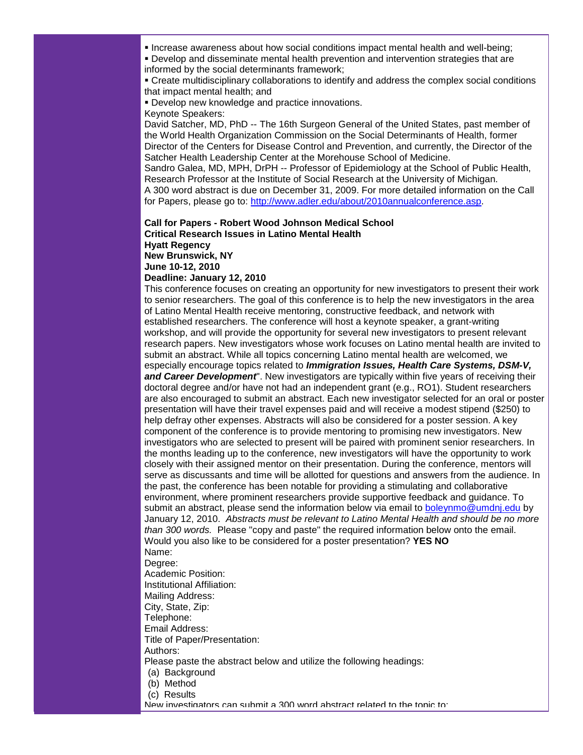- Increase awareness about how social conditions impact mental health and well-being;
- Develop and disseminate mental health prevention and intervention strategies that are informed by the social determinants framework;
- Create multidisciplinary collaborations to identify and address the complex social conditions that impact mental health; and
- Develop new knowledge and practice innovations.

Keynote Speakers:

David Satcher, MD, PhD -- The 16th Surgeon General of the United States, past member of the World Health Organization Commission on the Social Determinants of Health, former Director of the Centers for Disease Control and Prevention, and currently, the Director of the Satcher Health Leadership Center at the Morehouse School of Medicine.

Sandro Galea, MD, MPH, DrPH -- Professor of Epidemiology at the School of Public Health, Research Professor at the Institute of Social Research at the University of Michigan.

A 300 word abstract is due on December 31, 2009. For more detailed information on the Call for Papers, please go to: http://www.adler.edu/about/2010annualconference.asp.

**Call for Papers - Robert Wood Johnson Medical School**
**Critical Research Issues in Latino Mental Health**
**Hyatt Regency**
**New Brunswick, NY**
**June 10-12, 2010**
**Deadline: January 12, 2010**

This conference focuses on creating an opportunity for new investigators to present their work to senior researchers. The goal of this conference is to help the new investigators in the area of Latino Mental Health receive mentoring, constructive feedback, and network with established researchers. The conference will host a keynote speaker, a grant-writing workshop, and will provide the opportunity for several new investigators to present relevant research papers. New investigators whose work focuses on Latino mental health are invited to submit an abstract. While all topics concerning Latino mental health are welcomed, we especially encourage topics related to ***Immigration Issues, Health Care Systems, DSM-V, and Career Development***". New investigators are typically within five years of receiving their doctoral degree and/or have not had an independent grant (e.g., RO1). Student researchers are also encouraged to submit an abstract. Each new investigator selected for an oral or poster presentation will have their travel expenses paid and will receive a modest stipend ($250) to help defray other expenses. Abstracts will also be considered for a poster session. A key component of the conference is to provide mentoring to promising new investigators. New investigators who are selected to present will be paired with prominent senior researchers. In the months leading up to the conference, new investigators will have the opportunity to work closely with their assigned mentor on their presentation. During the conference, mentors will serve as discussants and time will be allotted for questions and answers from the audience. In the past, the conference has been notable for providing a stimulating and collaborative environment, where prominent researchers provide supportive feedback and guidance. To submit an abstract, please send the information below via email to boleynmo@umdnj.edu by January 12, 2010. *Abstracts must be relevant to Latino Mental Health and should be no more than 300 words.* Please "copy and paste" the required information below onto the email.

Would you also like to be considered for a poster presentation? **YES NO**

Name:
Degree:
Academic Position:
Institutional Affiliation:
Mailing Address:
City, State, Zip:
Telephone:
Email Address:
Title of Paper/Presentation:
Authors:

Please paste the abstract below and utilize the following headings:

(a) Background
(b) Method
(c) Results

New investigators can submit a 300 word abstract related to the topic to: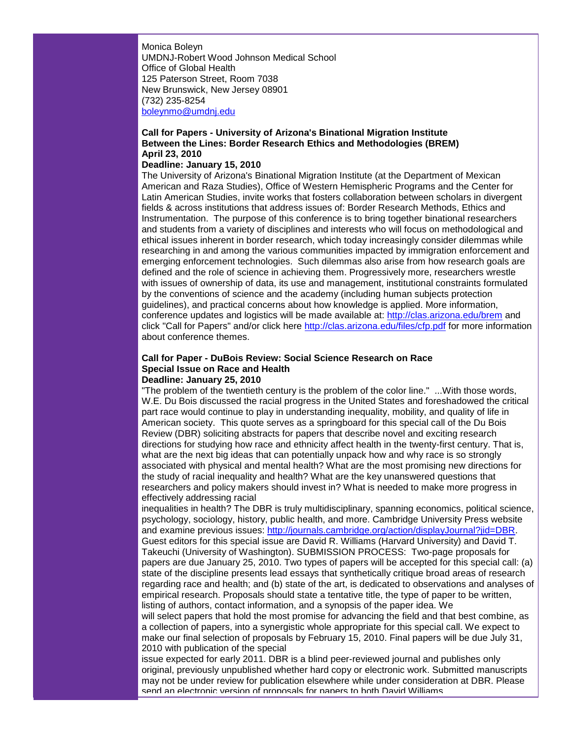Monica Boleyn
UMDNJ-Robert Wood Johnson Medical School
Office of Global Health
125 Paterson Street, Room 7038
New Brunswick, New Jersey 08901
(732) 235-8254
boleynmo@umdnj.edu

**Call for Papers - University of Arizona's Binational Migration Institute**
**Between the Lines: Border Research Ethics and Methodologies (BREM)**
**April 23, 2010**
**Deadline: January 15, 2010**

The University of Arizona's Binational Migration Institute (at the Department of Mexican American and Raza Studies), Office of Western Hemispheric Programs and the Center for Latin American Studies, invite works that fosters collaboration between scholars in divergent fields & across institutions that address issues of: Border Research Methods, Ethics and Instrumentation. The purpose of this conference is to bring together binational researchers and students from a variety of disciplines and interests who will focus on methodological and ethical issues inherent in border research, which today increasingly consider dilemmas while researching in and among the various communities impacted by immigration enforcement and emerging enforcement technologies. Such dilemmas also arise from how research goals are defined and the role of science in achieving them. Progressively more, researchers wrestle with issues of ownership of data, its use and management, institutional constraints formulated by the conventions of science and the academy (including human subjects protection guidelines), and practical concerns about how knowledge is applied. More information, conference updates and logistics will be made available at: http://clas.arizona.edu/brem and click "Call for Papers" and/or click here http://clas.arizona.edu/files/cfp.pdf for more information about conference themes.

**Call for Paper - DuBois Review: Social Science Research on Race**
**Special Issue on Race and Health**
**Deadline: January 25, 2010**

"The problem of the twentieth century is the problem of the color line." ...With those words, W.E. Du Bois discussed the racial progress in the United States and foreshadowed the critical part race would continue to play in understanding inequality, mobility, and quality of life in American society. This quote serves as a springboard for this special call of the Du Bois Review (DBR) soliciting abstracts for papers that describe novel and exciting research directions for studying how race and ethnicity affect health in the twenty-first century. That is, what are the next big ideas that can potentially unpack how and why race is so strongly associated with physical and mental health? What are the most promising new directions for the study of racial inequality and health? What are the key unanswered questions that researchers and policy makers should invest in? What is needed to make more progress in effectively addressing racial inequalities in health? The DBR is truly multidisciplinary, spanning economics, political science, psychology, sociology, history, public health, and more. Cambridge University Press website and examine previous issues: http://journals.cambridge.org/action/displayJournal?jid=DBR. Guest editors for this special issue are David R. Williams (Harvard University) and David T. Takeuchi (University of Washington). SUBMISSION PROCESS: Two-page proposals for papers are due January 25, 2010. Two types of papers will be accepted for this special call: (a) state of the discipline presents lead essays that synthetically critique broad areas of research regarding race and health; and (b) state of the art, is dedicated to observations and analyses of empirical research. Proposals should state a tentative title, the type of paper to be written, listing of authors, contact information, and a synopsis of the paper idea. We will select papers that hold the most promise for advancing the field and that best combine, as a collection of papers, into a synergistic whole appropriate for this special call. We expect to make our final selection of proposals by February 15, 2010. Final papers will be due July 31, 2010 with publication of the special issue expected for early 2011. DBR is a blind peer-reviewed journal and publishes only original, previously unpublished whether hard copy or electronic work. Submitted manuscripts may not be under review for publication elsewhere while under consideration at DBR. Please send an electronic version of proposals for papers to both David Williams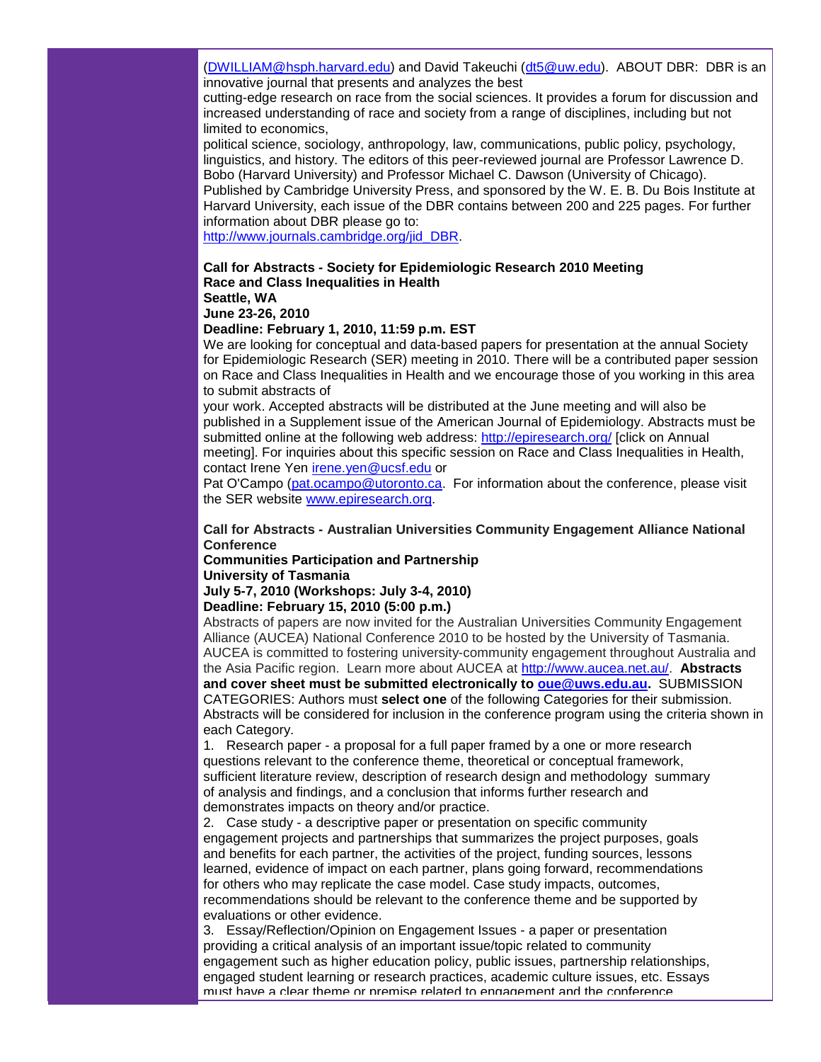(DWILLIAM@hsph.harvard.edu) and David Takeuchi (dt5@uw.edu). ABOUT DBR: DBR is an innovative journal that presents and analyzes the best cutting-edge research on race from the social sciences. It provides a forum for discussion and increased understanding of race and society from a range of disciplines, including but not limited to economics, political science, sociology, anthropology, law, communications, public policy, psychology, linguistics, and history. The editors of this peer-reviewed journal are Professor Lawrence D. Bobo (Harvard University) and Professor Michael C. Dawson (University of Chicago). Published by Cambridge University Press, and sponsored by the W. E. B. Du Bois Institute at Harvard University, each issue of the DBR contains between 200 and 225 pages. For further information about DBR please go to: http://www.journals.cambridge.org/jid_DBR.

**Call for Abstracts - Society for Epidemiologic Research 2010 Meeting**
**Race and Class Inequalities in Health**
**Seattle, WA**
**June 23-26, 2010**
**Deadline: February 1, 2010, 11:59 p.m. EST**

We are looking for conceptual and data-based papers for presentation at the annual Society for Epidemiologic Research (SER) meeting in 2010. There will be a contributed paper session on Race and Class Inequalities in Health and we encourage those of you working in this area to submit abstracts of your work. Accepted abstracts will be distributed at the June meeting and will also be published in a Supplement issue of the American Journal of Epidemiology. Abstracts must be submitted online at the following web address: http://epiresearch.org/ [click on Annual meeting]. For inquiries about this specific session on Race and Class Inequalities in Health, contact Irene Yen irene.yen@ucsf.edu or Pat O'Campo (pat.ocampo@utoronto.ca. For information about the conference, please visit the SER website www.epiresearch.org.

**Call for Abstracts - Australian Universities Community Engagement Alliance National Conference**
**Communities Participation and Partnership**
**University of Tasmania**
**July 5-7, 2010 (Workshops: July 3-4, 2010)**
**Deadline: February 15, 2010 (5:00 p.m.)**

Abstracts of papers are now invited for the Australian Universities Community Engagement Alliance (AUCEA) National Conference 2010 to be hosted by the University of Tasmania. AUCEA is committed to fostering university-community engagement throughout Australia and the Asia Pacific region. Learn more about AUCEA at http://www.aucea.net.au/. **Abstracts and cover sheet must be submitted electronically to oue@uws.edu.au.** SUBMISSION CATEGORIES: Authors must **select one** of the following Categories for their submission. Abstracts will be considered for inclusion in the conference program using the criteria shown in each Category.

1. Research paper - a proposal for a full paper framed by a one or more research questions relevant to the conference theme, theoretical or conceptual framework, sufficient literature review, description of research design and methodology summary of analysis and findings, and a conclusion that informs further research and demonstrates impacts on theory and/or practice.
2. Case study - a descriptive paper or presentation on specific community engagement projects and partnerships that summarizes the project purposes, goals and benefits for each partner, the activities of the project, funding sources, lessons learned, evidence of impact on each partner, plans going forward, recommendations for others who may replicate the case model. Case study impacts, outcomes, recommendations should be relevant to the conference theme and be supported by evaluations or other evidence.
3. Essay/Reflection/Opinion on Engagement Issues - a paper or presentation providing a critical analysis of an important issue/topic related to community engagement such as higher education policy, public issues, partnership relationships, engaged student learning or research practices, academic culture issues, etc. Essays must have a clear theme or premise related to engagement and the conference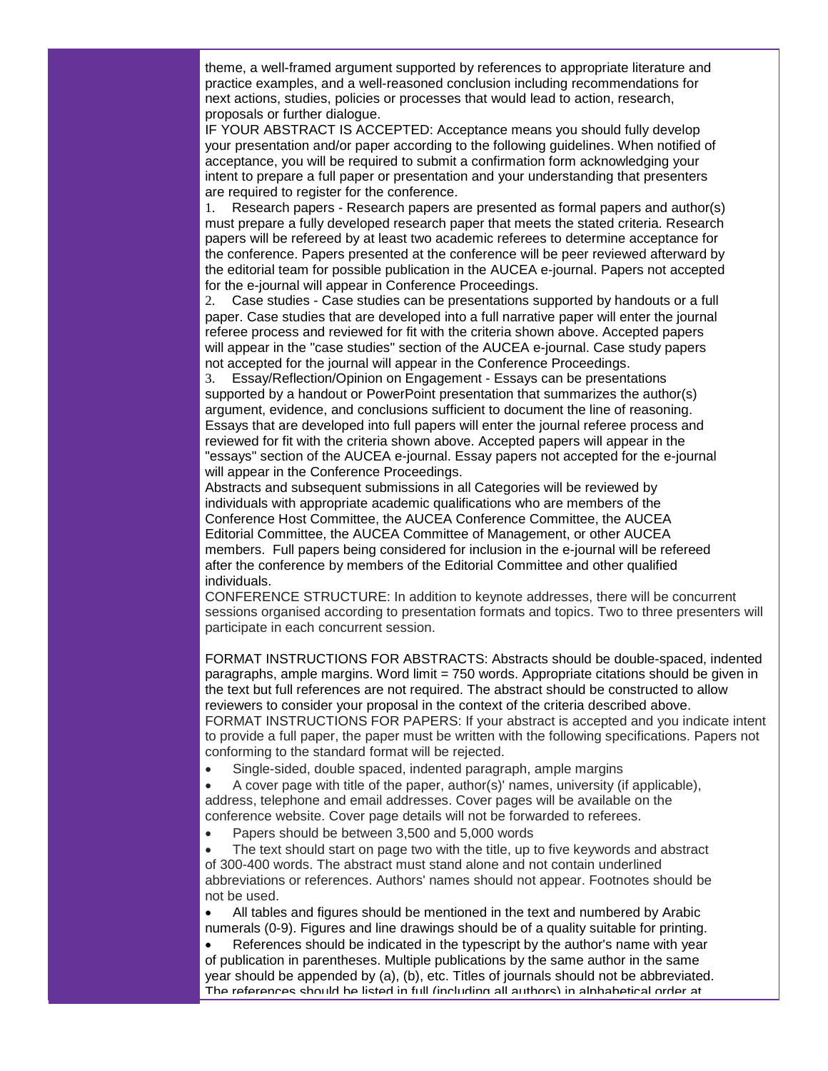theme, a well-framed argument supported by references to appropriate literature and practice examples, and a well-reasoned conclusion including recommendations for next actions, studies, policies or processes that would lead to action, research, proposals or further dialogue.

IF YOUR ABSTRACT IS ACCEPTED: Acceptance means you should fully develop your presentation and/or paper according to the following guidelines. When notified of acceptance, you will be required to submit a confirmation form acknowledging your intent to prepare a full paper or presentation and your understanding that presenters are required to register for the conference.

1. Research papers - Research papers are presented as formal papers and author(s) must prepare a fully developed research paper that meets the stated criteria. Research papers will be refereed by at least two academic referees to determine acceptance for the conference. Papers presented at the conference will be peer reviewed afterward by the editorial team for possible publication in the AUCEA e-journal. Papers not accepted for the e-journal will appear in Conference Proceedings.
2. Case studies - Case studies can be presentations supported by handouts or a full paper. Case studies that are developed into a full narrative paper will enter the journal referee process and reviewed for fit with the criteria shown above. Accepted papers will appear in the "case studies" section of the AUCEA e-journal. Case study papers not accepted for the journal will appear in the Conference Proceedings.
3. Essay/Reflection/Opinion on Engagement - Essays can be presentations supported by a handout or PowerPoint presentation that summarizes the author(s) argument, evidence, and conclusions sufficient to document the line of reasoning. Essays that are developed into full papers will enter the journal referee process and reviewed for fit with the criteria shown above. Accepted papers will appear in the "essays" section of the AUCEA e-journal. Essay papers not accepted for the e-journal will appear in the Conference Proceedings.

Abstracts and subsequent submissions in all Categories will be reviewed by individuals with appropriate academic qualifications who are members of the Conference Host Committee, the AUCEA Conference Committee, the AUCEA Editorial Committee, the AUCEA Committee of Management, or other AUCEA members. Full papers being considered for inclusion in the e-journal will be refereed after the conference by members of the Editorial Committee and other qualified individuals.

CONFERENCE STRUCTURE: In addition to keynote addresses, there will be concurrent sessions organised according to presentation formats and topics. Two to three presenters will participate in each concurrent session.

FORMAT INSTRUCTIONS FOR ABSTRACTS: Abstracts should be double-spaced, indented paragraphs, ample margins. Word limit = 750 words. Appropriate citations should be given in the text but full references are not required. The abstract should be constructed to allow reviewers to consider your proposal in the context of the criteria described above.

FORMAT INSTRUCTIONS FOR PAPERS: If your abstract is accepted and you indicate intent to provide a full paper, the paper must be written with the following specifications. Papers not conforming to the standard format will be rejected.

- Single-sided, double spaced, indented paragraph, ample margins
- A cover page with title of the paper, author(s)' names, university (if applicable), address, telephone and email addresses. Cover pages will be available on the conference website. Cover page details will not be forwarded to referees.
- Papers should be between 3,500 and 5,000 words
- The text should start on page two with the title, up to five keywords and abstract of 300-400 words. The abstract must stand alone and not contain underlined abbreviations or references. Authors' names should not appear. Footnotes should be not be used.
- All tables and figures should be mentioned in the text and numbered by Arabic numerals (0-9). Figures and line drawings should be of a quality suitable for printing.
- References should be indicated in the typescript by the author's name with year of publication in parentheses. Multiple publications by the same author in the same year should be appended by (a), (b), etc. Titles of journals should not be abbreviated. The references should be listed in full (including all authors) in alphabetical order at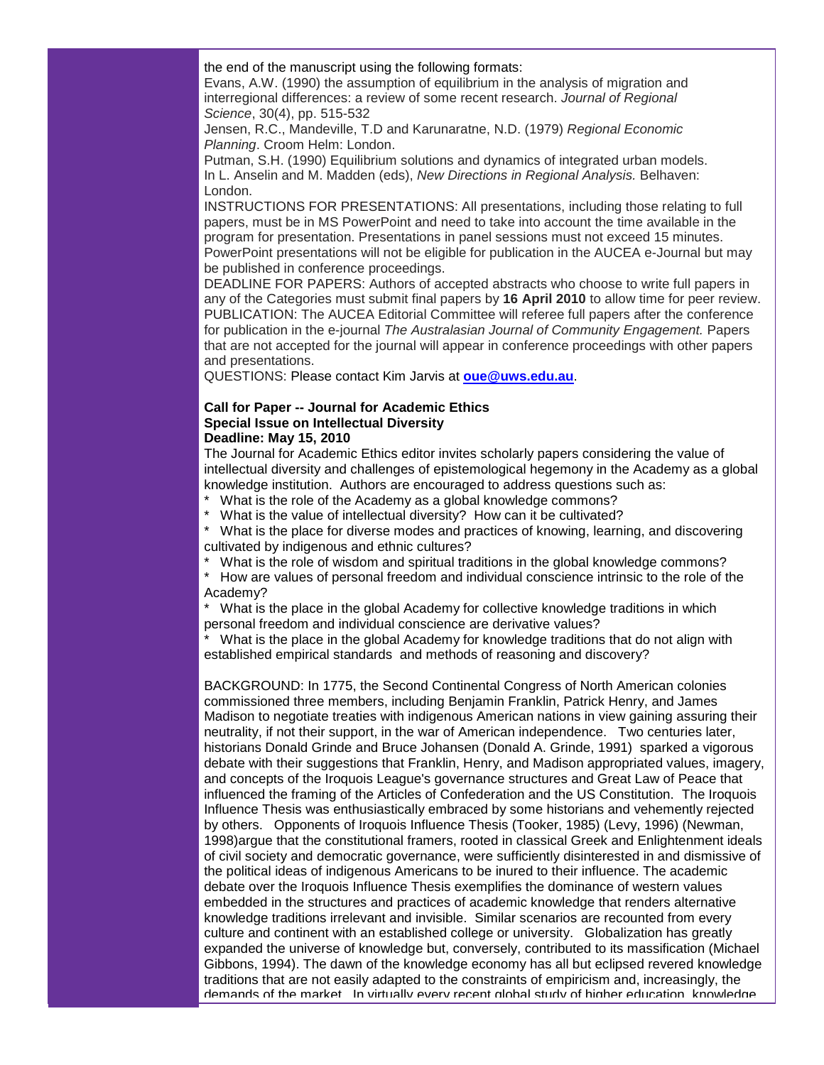the end of the manuscript using the following formats:

Evans, A.W. (1990) the assumption of equilibrium in the analysis of migration and interregional differences: a review of some recent research. *Journal of Regional Science*, 30(4), pp. 515-532

Jensen, R.C., Mandeville, T.D and Karunaratne, N.D. (1979) *Regional Economic Planning*. Croom Helm: London.

Putman, S.H. (1990) Equilibrium solutions and dynamics of integrated urban models. In L. Anselin and M. Madden (eds), *New Directions in Regional Analysis.* Belhaven: London.

INSTRUCTIONS FOR PRESENTATIONS: All presentations, including those relating to full papers, must be in MS PowerPoint and need to take into account the time available in the program for presentation. Presentations in panel sessions must not exceed 15 minutes. PowerPoint presentations will not be eligible for publication in the AUCEA e-Journal but may be published in conference proceedings.

DEADLINE FOR PAPERS: Authors of accepted abstracts who choose to write full papers in any of the Categories must submit final papers by **16 April 2010** to allow time for peer review.

PUBLICATION: The AUCEA Editorial Committee will referee full papers after the conference for publication in the e-journal *The Australasian Journal of Community Engagement.* Papers that are not accepted for the journal will appear in conference proceedings with other papers and presentations.

QUESTIONS: Please contact Kim Jarvis at **oue@uws.edu.au**.

**Call for Paper -- Journal for Academic Ethics**
**Special Issue on Intellectual Diversity**
**Deadline: May 15, 2010**

The Journal for Academic Ethics editor invites scholarly papers considering the value of intellectual diversity and challenges of epistemological hegemony in the Academy as a global knowledge institution. Authors are encouraged to address questions such as:

* What is the role of the Academy as a global knowledge commons?
* What is the value of intellectual diversity? How can it be cultivated?
* What is the place for diverse modes and practices of knowing, learning, and discovering cultivated by indigenous and ethnic cultures?
* What is the role of wisdom and spiritual traditions in the global knowledge commons?
* How are values of personal freedom and individual conscience intrinsic to the role of the Academy?
* What is the place in the global Academy for collective knowledge traditions in which personal freedom and individual conscience are derivative values?
* What is the place in the global Academy for knowledge traditions that do not align with established empirical standards and methods of reasoning and discovery?

BACKGROUND: In 1775, the Second Continental Congress of North American colonies commissioned three members, including Benjamin Franklin, Patrick Henry, and James Madison to negotiate treaties with indigenous American nations in view gaining assuring their neutrality, if not their support, in the war of American independence. Two centuries later, historians Donald Grinde and Bruce Johansen (Donald A. Grinde, 1991) sparked a vigorous debate with their suggestions that Franklin, Henry, and Madison appropriated values, imagery, and concepts of the Iroquois League's governance structures and Great Law of Peace that influenced the framing of the Articles of Confederation and the US Constitution. The Iroquois Influence Thesis was enthusiastically embraced by some historians and vehemently rejected by others. Opponents of Iroquois Influence Thesis (Tooker, 1985) (Levy, 1996) (Newman, 1998)argue that the constitutional framers, rooted in classical Greek and Enlightenment ideals of civil society and democratic governance, were sufficiently disinterested in and dismissive of the political ideas of indigenous Americans to be inured to their influence. The academic debate over the Iroquois Influence Thesis exemplifies the dominance of western values embedded in the structures and practices of academic knowledge that renders alternative knowledge traditions irrelevant and invisible. Similar scenarios are recounted from every culture and continent with an established college or university. Globalization has greatly expanded the universe of knowledge but, conversely, contributed to its massification (Michael Gibbons, 1994). The dawn of the knowledge economy has all but eclipsed revered knowledge traditions that are not easily adapted to the constraints of empiricism and, increasingly, the demands of the market. In virtually every recent global study of higher education, knowledge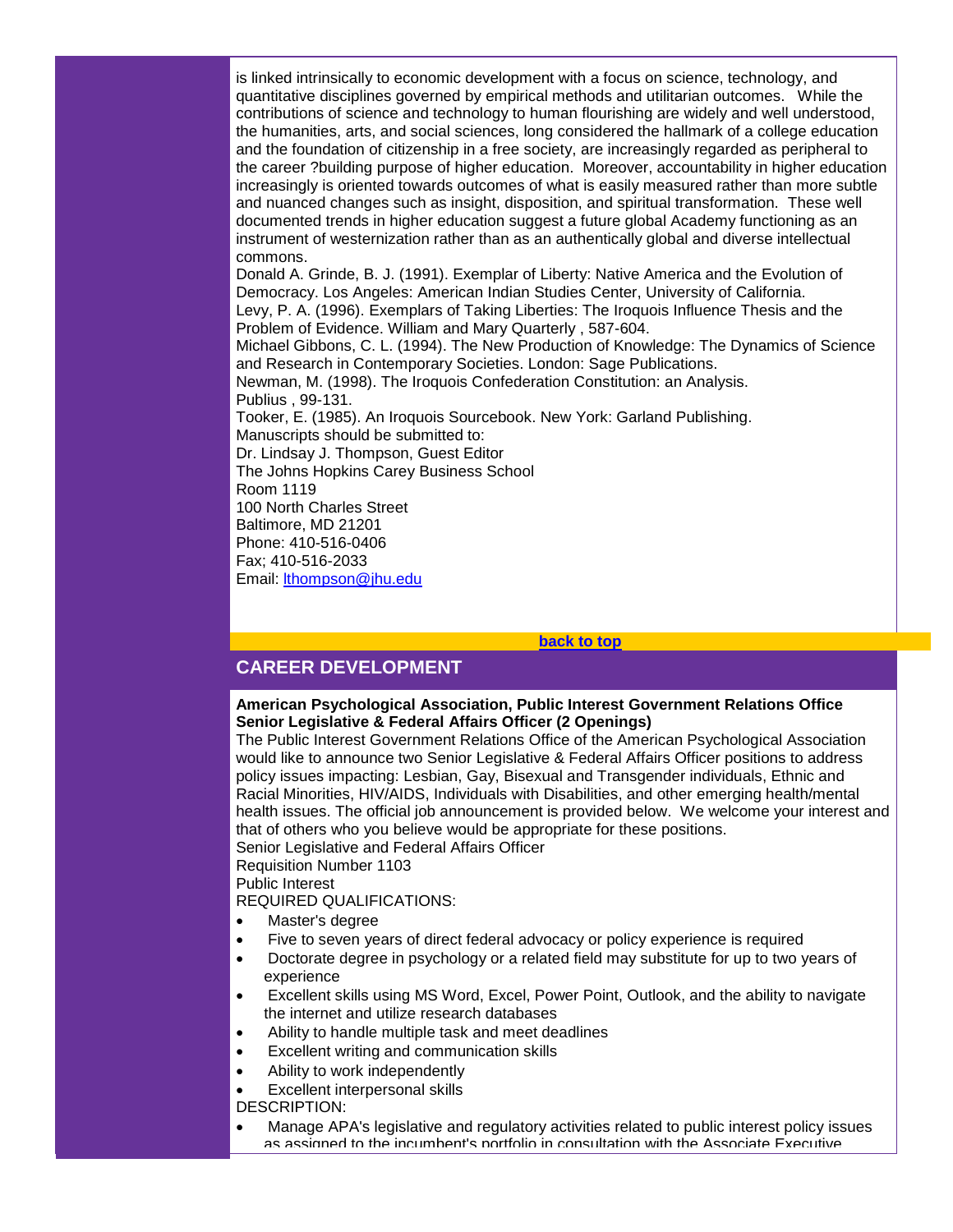is linked intrinsically to economic development with a focus on science, technology, and quantitative disciplines governed by empirical methods and utilitarian outcomes. While the contributions of science and technology to human flourishing are widely and well understood, the humanities, arts, and social sciences, long considered the hallmark of a college education and the foundation of citizenship in a free society, are increasingly regarded as peripheral to the career ?building purpose of higher education. Moreover, accountability in higher education increasingly is oriented towards outcomes of what is easily measured rather than more subtle and nuanced changes such as insight, disposition, and spiritual transformation. These well documented trends in higher education suggest a future global Academy functioning as an instrument of westernization rather than as an authentically global and diverse intellectual commons.

Donald A. Grinde, B. J. (1991). Exemplar of Liberty: Native America and the Evolution of Democracy. Los Angeles: American Indian Studies Center, University of California.

Levy, P. A. (1996). Exemplars of Taking Liberties: The Iroquois Influence Thesis and the Problem of Evidence. William and Mary Quarterly , 587-604.

Michael Gibbons, C. L. (1994). The New Production of Knowledge: The Dynamics of Science and Research in Contemporary Societies. London: Sage Publications.

Newman, M. (1998). The Iroquois Confederation Constitution: an Analysis. Publius , 99-131.

Tooker, E. (1985). An Iroquois Sourcebook. New York: Garland Publishing.

Manuscripts should be submitted to:
Dr. Lindsay J. Thompson, Guest Editor
The Johns Hopkins Carey Business School
Room 1119
100 North Charles Street
Baltimore, MD 21201
Phone: 410-516-0406
Fax; 410-516-2033
Email: lthompson@jhu.edu

**back to top**

## CAREER DEVELOPMENT

**American Psychological Association, Public Interest Government Relations Office**
**Senior Legislative & Federal Affairs Officer (2 Openings)**

The Public Interest Government Relations Office of the American Psychological Association would like to announce two Senior Legislative & Federal Affairs Officer positions to address policy issues impacting: Lesbian, Gay, Bisexual and Transgender individuals, Ethnic and Racial Minorities, HIV/AIDS, Individuals with Disabilities, and other emerging health/mental health issues. The official job announcement is provided below. We welcome your interest and that of others who you believe would be appropriate for these positions.

Senior Legislative and Federal Affairs Officer
Requisition Number 1103
Public Interest
REQUIRED QUALIFICATIONS:

- Master's degree
- Five to seven years of direct federal advocacy or policy experience is required
- Doctorate degree in psychology or a related field may substitute for up to two years of experience
- Excellent skills using MS Word, Excel, Power Point, Outlook, and the ability to navigate the internet and utilize research databases
- Ability to handle multiple task and meet deadlines
- Excellent writing and communication skills
- Ability to work independently
- Excellent interpersonal skills

DESCRIPTION:

- Manage APA's legislative and regulatory activities related to public interest policy issues as assigned to the incumbent's portfolio in consultation with the Associate Executive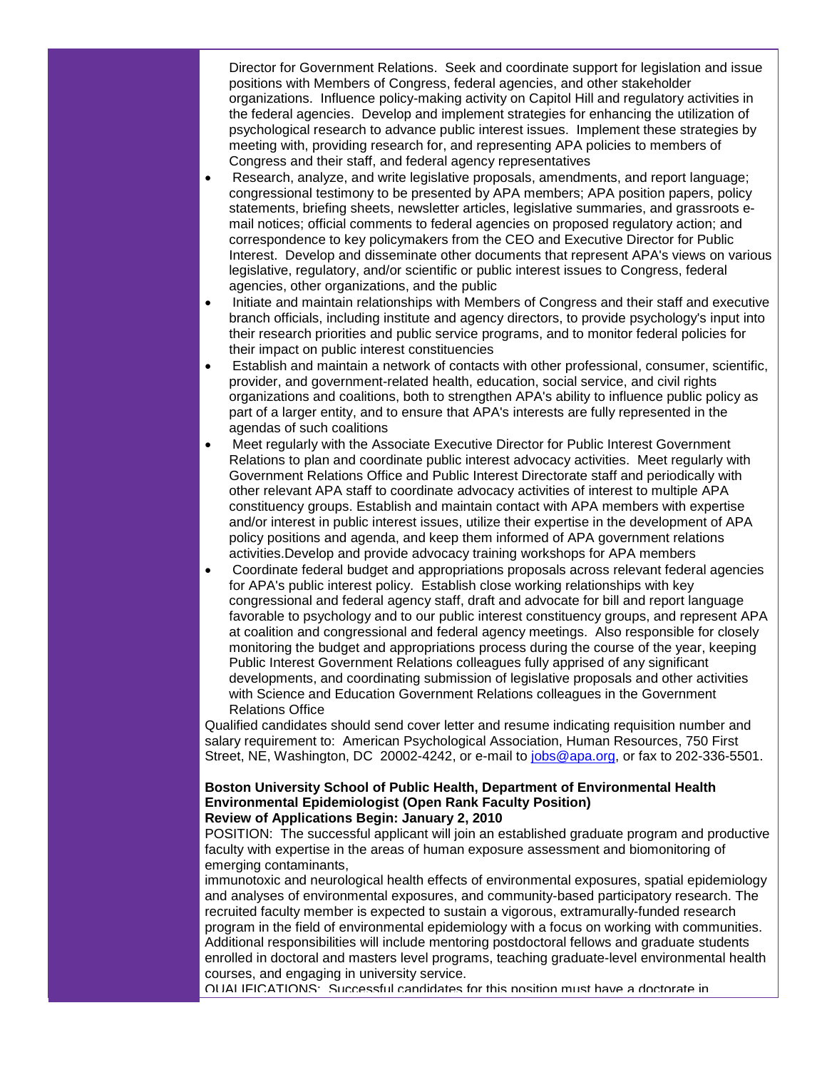Director for Government Relations. Seek and coordinate support for legislation and issue positions with Members of Congress, federal agencies, and other stakeholder organizations. Influence policy-making activity on Capitol Hill and regulatory activities in the federal agencies. Develop and implement strategies for enhancing the utilization of psychological research to advance public interest issues. Implement these strategies by meeting with, providing research for, and representing APA policies to members of Congress and their staff, and federal agency representatives

- Research, analyze, and write legislative proposals, amendments, and report language; congressional testimony to be presented by APA members; APA position papers, policy statements, briefing sheets, newsletter articles, legislative summaries, and grassroots e-mail notices; official comments to federal agencies on proposed regulatory action; and correspondence to key policymakers from the CEO and Executive Director for Public Interest. Develop and disseminate other documents that represent APA's views on various legislative, regulatory, and/or scientific or public interest issues to Congress, federal agencies, other organizations, and the public
- Initiate and maintain relationships with Members of Congress and their staff and executive branch officials, including institute and agency directors, to provide psychology's input into their research priorities and public service programs, and to monitor federal policies for their impact on public interest constituencies
- Establish and maintain a network of contacts with other professional, consumer, scientific, provider, and government-related health, education, social service, and civil rights organizations and coalitions, both to strengthen APA's ability to influence public policy as part of a larger entity, and to ensure that APA's interests are fully represented in the agendas of such coalitions
- Meet regularly with the Associate Executive Director for Public Interest Government Relations to plan and coordinate public interest advocacy activities. Meet regularly with Government Relations Office and Public Interest Directorate staff and periodically with other relevant APA staff to coordinate advocacy activities of interest to multiple APA constituency groups. Establish and maintain contact with APA members with expertise and/or interest in public interest issues, utilize their expertise in the development of APA policy positions and agenda, and keep them informed of APA government relations activities.Develop and provide advocacy training workshops for APA members
- Coordinate federal budget and appropriations proposals across relevant federal agencies for APA's public interest policy. Establish close working relationships with key congressional and federal agency staff, draft and advocate for bill and report language favorable to psychology and to our public interest constituency groups, and represent APA at coalition and congressional and federal agency meetings. Also responsible for closely monitoring the budget and appropriations process during the course of the year, keeping Public Interest Government Relations colleagues fully apprised of any significant developments, and coordinating submission of legislative proposals and other activities with Science and Education Government Relations colleagues in the Government Relations Office

Qualified candidates should send cover letter and resume indicating requisition number and salary requirement to: American Psychological Association, Human Resources, 750 First Street, NE, Washington, DC 20002-4242, or e-mail to jobs@apa.org, or fax to 202-336-5501.

**Boston University School of Public Health, Department of Environmental Health**
**Environmental Epidemiologist (Open Rank Faculty Position)**
**Review of Applications Begin: January 2, 2010**

POSITION: The successful applicant will join an established graduate program and productive faculty with expertise in the areas of human exposure assessment and biomonitoring of emerging contaminants,
immunotoxic and neurological health effects of environmental exposures, spatial epidemiology and analyses of environmental exposures, and community-based participatory research. The recruited faculty member is expected to sustain a vigorous, extramurally-funded research program in the field of environmental epidemiology with a focus on working with communities. Additional responsibilities will include mentoring postdoctoral fellows and graduate students enrolled in doctoral and masters level programs, teaching graduate-level environmental health courses, and engaging in university service.

QUALIFICATIONS: Successful candidates for this position must have a doctorate in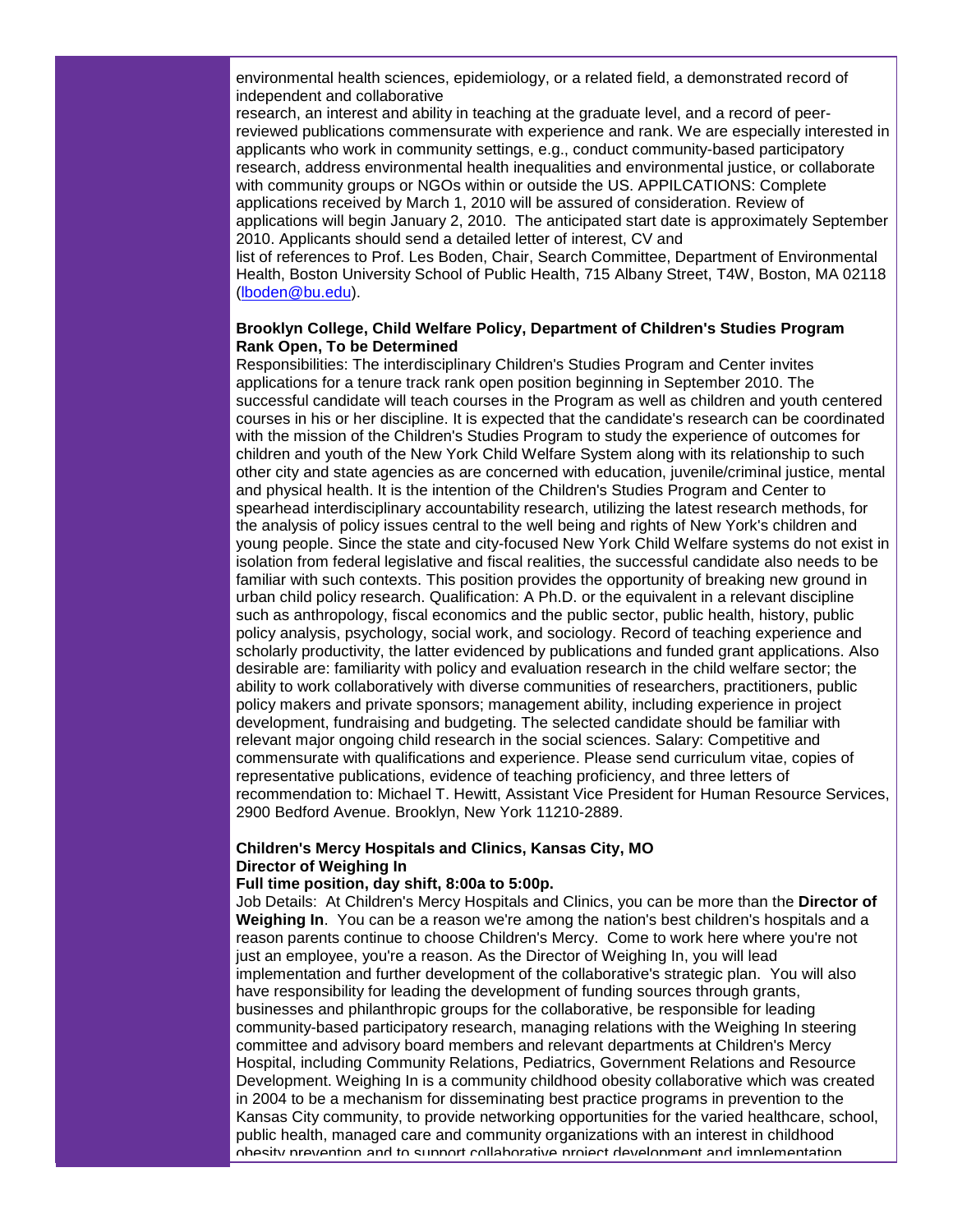environmental health sciences, epidemiology, or a related field, a demonstrated record of independent and collaborative research, an interest and ability in teaching at the graduate level, and a record of peer-reviewed publications commensurate with experience and rank. We are especially interested in applicants who work in community settings, e.g., conduct community-based participatory research, address environmental health inequalities and environmental justice, or collaborate with community groups or NGOs within or outside the US. APPILCATIONS: Complete applications received by March 1, 2010 will be assured of consideration. Review of applications will begin January 2, 2010. The anticipated start date is approximately September 2010. Applicants should send a detailed letter of interest, CV and list of references to Prof. Les Boden, Chair, Search Committee, Department of Environmental Health, Boston University School of Public Health, 715 Albany Street, T4W, Boston, MA 02118 (lboden@bu.edu).

**Brooklyn College, Child Welfare Policy, Department of Children's Studies Program Rank Open, To be Determined**

Responsibilities: The interdisciplinary Children's Studies Program and Center invites applications for a tenure track rank open position beginning in September 2010. The successful candidate will teach courses in the Program as well as children and youth centered courses in his or her discipline. It is expected that the candidate's research can be coordinated with the mission of the Children's Studies Program to study the experience of outcomes for children and youth of the New York Child Welfare System along with its relationship to such other city and state agencies as are concerned with education, juvenile/criminal justice, mental and physical health. It is the intention of the Children's Studies Program and Center to spearhead interdisciplinary accountability research, utilizing the latest research methods, for the analysis of policy issues central to the well being and rights of New York's children and young people. Since the state and city-focused New York Child Welfare systems do not exist in isolation from federal legislative and fiscal realities, the successful candidate also needs to be familiar with such contexts. This position provides the opportunity of breaking new ground in urban child policy research. Qualification: A Ph.D. or the equivalent in a relevant discipline such as anthropology, fiscal economics and the public sector, public health, history, public policy analysis, psychology, social work, and sociology. Record of teaching experience and scholarly productivity, the latter evidenced by publications and funded grant applications. Also desirable are: familiarity with policy and evaluation research in the child welfare sector; the ability to work collaboratively with diverse communities of researchers, practitioners, public policy makers and private sponsors; management ability, including experience in project development, fundraising and budgeting. The selected candidate should be familiar with relevant major ongoing child research in the social sciences. Salary: Competitive and commensurate with qualifications and experience. Please send curriculum vitae, copies of representative publications, evidence of teaching proficiency, and three letters of recommendation to: Michael T. Hewitt, Assistant Vice President for Human Resource Services, 2900 Bedford Avenue. Brooklyn, New York 11210-2889.

**Children's Mercy Hospitals and Clinics, Kansas City, MO**
**Director of Weighing In**
**Full time position, day shift, 8:00a to 5:00p.**

Job Details: At Children's Mercy Hospitals and Clinics, you can be more than the **Director of Weighing In**. You can be a reason we're among the nation's best children's hospitals and a reason parents continue to choose Children's Mercy. Come to work here where you're not just an employee, you're a reason. As the Director of Weighing In, you will lead implementation and further development of the collaborative's strategic plan. You will also have responsibility for leading the development of funding sources through grants, businesses and philanthropic groups for the collaborative, be responsible for leading community-based participatory research, managing relations with the Weighing In steering committee and advisory board members and relevant departments at Children's Mercy Hospital, including Community Relations, Pediatrics, Government Relations and Resource Development. Weighing In is a community childhood obesity collaborative which was created in 2004 to be a mechanism for disseminating best practice programs in prevention to the Kansas City community, to provide networking opportunities for the varied healthcare, school, public health, managed care and community organizations with an interest in childhood obesity prevention and to support collaborative project development and implementation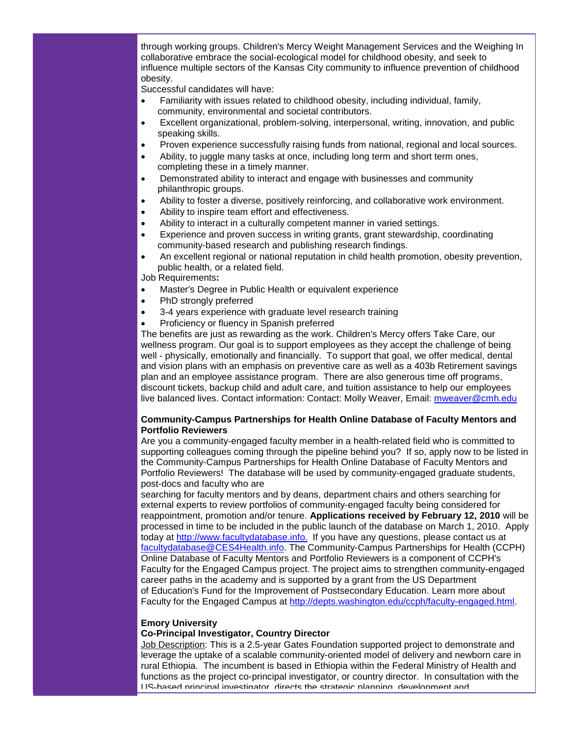through working groups. Children's Mercy Weight Management Services and the Weighing In collaborative embrace the social-ecological model for childhood obesity, and seek to influence multiple sectors of the Kansas City community to influence prevention of childhood obesity.

Successful candidates will have:

- Familiarity with issues related to childhood obesity, including individual, family, community, environmental and societal contributors.
- Excellent organizational, problem-solving, interpersonal, writing, innovation, and public speaking skills.
- Proven experience successfully raising funds from national, regional and local sources.
- Ability, to juggle many tasks at once, including long term and short term ones, completing these in a timely manner.
- Demonstrated ability to interact and engage with businesses and community philanthropic groups.
- Ability to foster a diverse, positively reinforcing, and collaborative work environment.
- Ability to inspire team effort and effectiveness.
- Ability to interact in a culturally competent manner in varied settings.
- Experience and proven success in writing grants, grant stewardship, coordinating community-based research and publishing research findings.
- An excellent regional or national reputation in child health promotion, obesity prevention, public health, or a related field.

Job Requirements**:**

- Master's Degree in Public Health or equivalent experience
- PhD strongly preferred
- 3-4 years experience with graduate level research training
- Proficiency or fluency in Spanish preferred

The benefits are just as rewarding as the work. Children's Mercy offers Take Care, our wellness program. Our goal is to support employees as they accept the challenge of being well - physically, emotionally and financially. To support that goal, we offer medical, dental and vision plans with an emphasis on preventive care as well as a 403b Retirement savings plan and an employee assistance program. There are also generous time off programs, discount tickets, backup child and adult care, and tuition assistance to help our employees live balanced lives. Contact information: Contact: Molly Weaver, Email: mweaver@cmh.edu

**Community-Campus Partnerships for Health Online Database of Faculty Mentors and Portfolio Reviewers**

Are you a community-engaged faculty member in a health-related field who is committed to supporting colleagues coming through the pipeline behind you? If so, apply now to be listed in the Community-Campus Partnerships for Health Online Database of Faculty Mentors and Portfolio Reviewers! The database will be used by community-engaged graduate students, post-docs and faculty who are searching for faculty mentors and by deans, department chairs and others searching for external experts to review portfolios of community-engaged faculty being considered for reappointment, promotion and/or tenure. **Applications received by February 12, 2010** will be processed in time to be included in the public launch of the database on March 1, 2010. Apply today at http://www.facultydatabase.info. If you have any questions, please contact us at facultydatabase@CES4Health.info. The Community-Campus Partnerships for Health (CCPH) Online Database of Faculty Mentors and Portfolio Reviewers is a component of CCPH's Faculty for the Engaged Campus project. The project aims to strengthen community-engaged career paths in the academy and is supported by a grant from the US Department of Education's Fund for the Improvement of Postsecondary Education. Learn more about Faculty for the Engaged Campus at http://depts.washington.edu/ccph/faculty-engaged.html.

**Emory University**
**Co-Principal Investigator, Country Director**

Job Description: This is a 2.5-year Gates Foundation supported project to demonstrate and leverage the uptake of a scalable community-oriented model of delivery and newborn care in rural Ethiopia. The incumbent is based in Ethiopia within the Federal Ministry of Health and functions as the project co-principal investigator, or country director. In consultation with the US-based principal investigator, directs the strategic planning, development and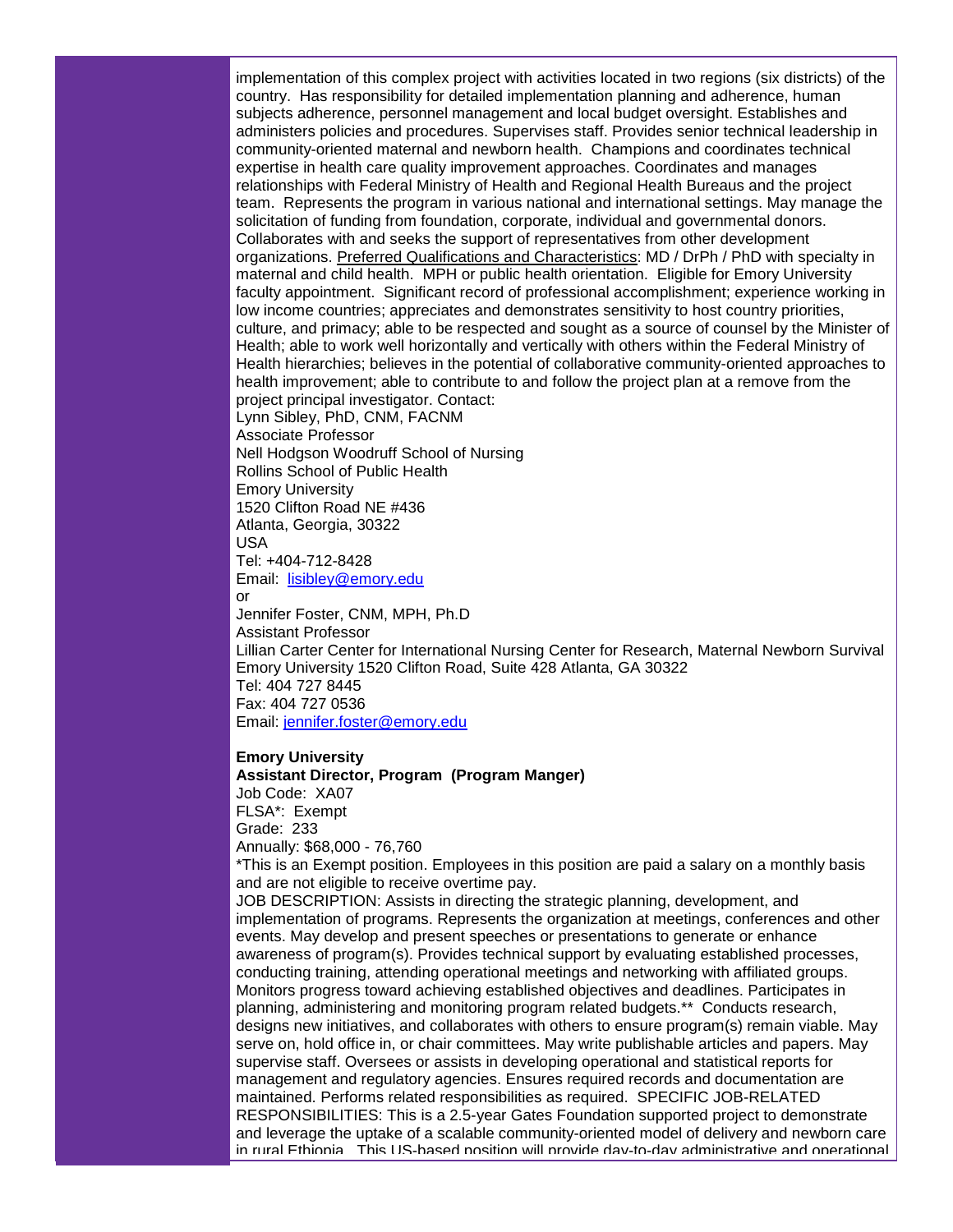implementation of this complex project with activities located in two regions (six districts) of the country. Has responsibility for detailed implementation planning and adherence, human subjects adherence, personnel management and local budget oversight. Establishes and administers policies and procedures. Supervises staff. Provides senior technical leadership in community-oriented maternal and newborn health. Champions and coordinates technical expertise in health care quality improvement approaches. Coordinates and manages relationships with Federal Ministry of Health and Regional Health Bureaus and the project team. Represents the program in various national and international settings. May manage the solicitation of funding from foundation, corporate, individual and governmental donors. Collaborates with and seeks the support of representatives from other development organizations. Preferred Qualifications and Characteristics: MD / DrPh / PhD with specialty in maternal and child health. MPH or public health orientation. Eligible for Emory University faculty appointment. Significant record of professional accomplishment; experience working in low income countries; appreciates and demonstrates sensitivity to host country priorities, culture, and primacy; able to be respected and sought as a source of counsel by the Minister of Health; able to work well horizontally and vertically with others within the Federal Ministry of Health hierarchies; believes in the potential of collaborative community-oriented approaches to health improvement; able to contribute to and follow the project plan at a remove from the project principal investigator. Contact:
Lynn Sibley, PhD, CNM, FACNM
Associate Professor
Nell Hodgson Woodruff School of Nursing
Rollins School of Public Health
Emory University
1520 Clifton Road NE #436
Atlanta, Georgia, 30322
USA
Tel: +404-712-8428
Email: lisibley@emory.edu
or
Jennifer Foster, CNM, MPH, Ph.D
Assistant Professor
Lillian Carter Center for International Nursing Center for Research, Maternal Newborn Survival
Emory University 1520 Clifton Road, Suite 428 Atlanta, GA 30322
Tel: 404 727 8445
Fax: 404 727 0536
Email: jennifer.foster@emory.edu

**Emory University**
**Assistant Director, Program (Program Manger)**
Job Code: XA07
FLSA*: Exempt
Grade: 233
Annually: $68,000 - 76,760
*This is an Exempt position. Employees in this position are paid a salary on a monthly basis and are not eligible to receive overtime pay.
JOB DESCRIPTION: Assists in directing the strategic planning, development, and implementation of programs. Represents the organization at meetings, conferences and other events. May develop and present speeches or presentations to generate or enhance awareness of program(s). Provides technical support by evaluating established processes, conducting training, attending operational meetings and networking with affiliated groups. Monitors progress toward achieving established objectives and deadlines. Participates in planning, administering and monitoring program related budgets.** Conducts research, designs new initiatives, and collaborates with others to ensure program(s) remain viable. May serve on, hold office in, or chair committees. May write publishable articles and papers. May supervise staff. Oversees or assists in developing operational and statistical reports for management and regulatory agencies. Ensures required records and documentation are maintained. Performs related responsibilities as required. SPECIFIC JOB-RELATED RESPONSIBILITIES: This is a 2.5-year Gates Foundation supported project to demonstrate and leverage the uptake of a scalable community-oriented model of delivery and newborn care in rural Ethiopia. This US-based position will provide day-to-day administrative and operational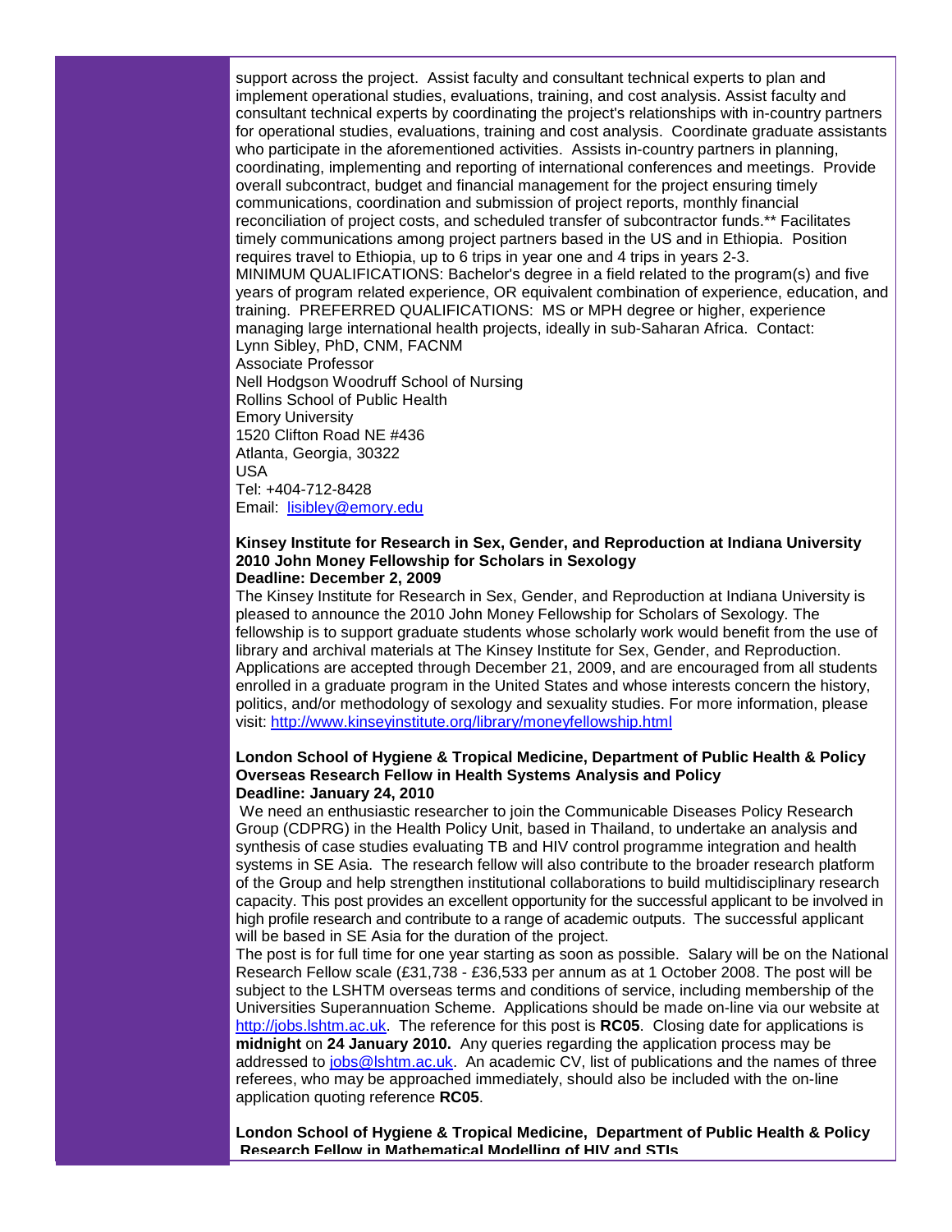support across the project. Assist faculty and consultant technical experts to plan and implement operational studies, evaluations, training, and cost analysis. Assist faculty and consultant technical experts by coordinating the project's relationships with in-country partners for operational studies, evaluations, training and cost analysis. Coordinate graduate assistants who participate in the aforementioned activities. Assists in-country partners in planning, coordinating, implementing and reporting of international conferences and meetings. Provide overall subcontract, budget and financial management for the project ensuring timely communications, coordination and submission of project reports, monthly financial reconciliation of project costs, and scheduled transfer of subcontractor funds.** Facilitates timely communications among project partners based in the US and in Ethiopia. Position requires travel to Ethiopia, up to 6 trips in year one and 4 trips in years 2-3.
MINIMUM QUALIFICATIONS: Bachelor's degree in a field related to the program(s) and five years of program related experience, OR equivalent combination of experience, education, and training. PREFERRED QUALIFICATIONS: MS or MPH degree or higher, experience managing large international health projects, ideally in sub-Saharan Africa. Contact:
Lynn Sibley, PhD, CNM, FACNM
Associate Professor
Nell Hodgson Woodruff School of Nursing
Rollins School of Public Health
Emory University
1520 Clifton Road NE #436
Atlanta, Georgia, 30322
USA
Tel: +404-712-8428
Email: [lisibley@emory.edu](mailto:lisibley@emory.edu)

**Kinsey Institute for Research in Sex, Gender, and Reproduction at Indiana University**
**2010 John Money Fellowship for Scholars in Sexology**
**Deadline: December 2, 2009**

The Kinsey Institute for Research in Sex, Gender, and Reproduction at Indiana University is pleased to announce the 2010 John Money Fellowship for Scholars of Sexology. The fellowship is to support graduate students whose scholarly work would benefit from the use of library and archival materials at The Kinsey Institute for Sex, Gender, and Reproduction. Applications are accepted through December 21, 2009, and are encouraged from all students enrolled in a graduate program in the United States and whose interests concern the history, politics, and/or methodology of sexology and sexuality studies. For more information, please visit: [http://www.kinseyinstitute.org/library/moneyfellowship.html](http://www.kinseyinstitute.org/library/moneyfellowship.html)

**London School of Hygiene & Tropical Medicine, Department of Public Health & Policy**
**Overseas Research Fellow in Health Systems Analysis and Policy**
**Deadline: January 24, 2010**

We need an enthusiastic researcher to join the Communicable Diseases Policy Research Group (CDPRG) in the Health Policy Unit, based in Thailand, to undertake an analysis and synthesis of case studies evaluating TB and HIV control programme integration and health systems in SE Asia. The research fellow will also contribute to the broader research platform of the Group and help strengthen institutional collaborations to build multidisciplinary research capacity. This post provides an excellent opportunity for the successful applicant to be involved in high profile research and contribute to a range of academic outputs. The successful applicant will be based in SE Asia for the duration of the project.
The post is for full time for one year starting as soon as possible. Salary will be on the National Research Fellow scale (£31,738 - £36,533 per annum as at 1 October 2008. The post will be subject to the LSHTM overseas terms and conditions of service, including membership of the Universities Superannuation Scheme. Applications should be made on-line via our website at [http://jobs.lshtm.ac.uk](http://jobs.lshtm.ac.uk). The reference for this post is **RC05**. Closing date for applications is **midnight** on **24 January 2010.** Any queries regarding the application process may be addressed to [jobs@lshtm.ac.uk](mailto:jobs@lshtm.ac.uk). An academic CV, list of publications and the names of three referees, who may be approached immediately, should also be included with the on-line application quoting reference **RC05**.

**London School of Hygiene & Tropical Medicine, Department of Public Health & Policy**
**Research Fellow in Mathematical Modelling of HIV and STIs**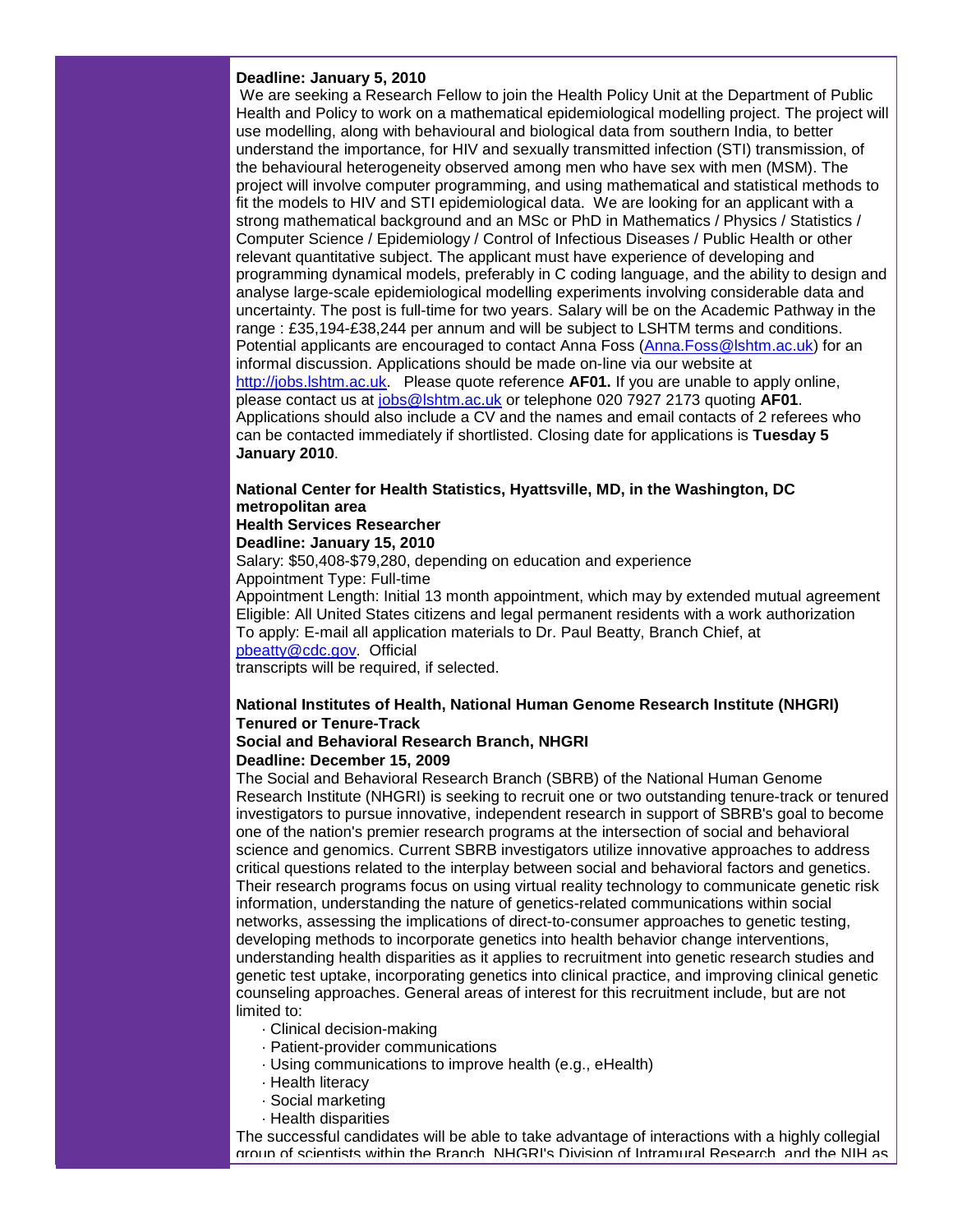**Deadline: January 5, 2010**

We are seeking a Research Fellow to join the Health Policy Unit at the Department of Public Health and Policy to work on a mathematical epidemiological modelling project. The project will use modelling, along with behavioural and biological data from southern India, to better understand the importance, for HIV and sexually transmitted infection (STI) transmission, of the behavioural heterogeneity observed among men who have sex with men (MSM). The project will involve computer programming, and using mathematical and statistical methods to fit the models to HIV and STI epidemiological data. We are looking for an applicant with a strong mathematical background and an MSc or PhD in Mathematics / Physics / Statistics / Computer Science / Epidemiology / Control of Infectious Diseases / Public Health or other relevant quantitative subject. The applicant must have experience of developing and programming dynamical models, preferably in C coding language, and the ability to design and analyse large-scale epidemiological modelling experiments involving considerable data and uncertainty. The post is full-time for two years. Salary will be on the Academic Pathway in the range : £35,194-£38,244 per annum and will be subject to LSHTM terms and conditions. Potential applicants are encouraged to contact Anna Foss (Anna.Foss@lshtm.ac.uk) for an informal discussion. Applications should be made on-line via our website at http://jobs.lshtm.ac.uk. Please quote reference **AF01.** If you are unable to apply online, please contact us at jobs@lshtm.ac.uk or telephone 020 7927 2173 quoting **AF01**. Applications should also include a CV and the names and email contacts of 2 referees who can be contacted immediately if shortlisted. Closing date for applications is **Tuesday 5 January 2010**.

**National Center for Health Statistics, Hyattsville, MD, in the Washington, DC metropolitan area**
**Health Services Researcher**
**Deadline: January 15, 2010**

Salary: $50,408-$79,280, depending on education and experience
Appointment Type: Full-time
Appointment Length: Initial 13 month appointment, which may by extended mutual agreement
Eligible: All United States citizens and legal permanent residents with a work authorization
To apply: E-mail all application materials to Dr. Paul Beatty, Branch Chief, at pbeatty@cdc.gov. Official transcripts will be required, if selected.

**National Institutes of Health, National Human Genome Research Institute (NHGRI)**
**Tenured or Tenure-Track**
**Social and Behavioral Research Branch, NHGRI**
**Deadline: December 15, 2009**

The Social and Behavioral Research Branch (SBRB) of the National Human Genome Research Institute (NHGRI) is seeking to recruit one or two outstanding tenure-track or tenured investigators to pursue innovative, independent research in support of SBRB's goal to become one of the nation's premier research programs at the intersection of social and behavioral science and genomics. Current SBRB investigators utilize innovative approaches to address critical questions related to the interplay between social and behavioral factors and genetics. Their research programs focus on using virtual reality technology to communicate genetic risk information, understanding the nature of genetics-related communications within social networks, assessing the implications of direct-to-consumer approaches to genetic testing, developing methods to incorporate genetics into health behavior change interventions, understanding health disparities as it applies to recruitment into genetic research studies and genetic test uptake, incorporating genetics into clinical practice, and improving clinical genetic counseling approaches. General areas of interest for this recruitment include, but are not limited to:

- Clinical decision-making
- Patient-provider communications
- Using communications to improve health (e.g., eHealth)
- Health literacy
- Social marketing
- Health disparities

The successful candidates will be able to take advantage of interactions with a highly collegial group of scientists within the Branch, NHGRI's Division of Intramural Research, and the NIH as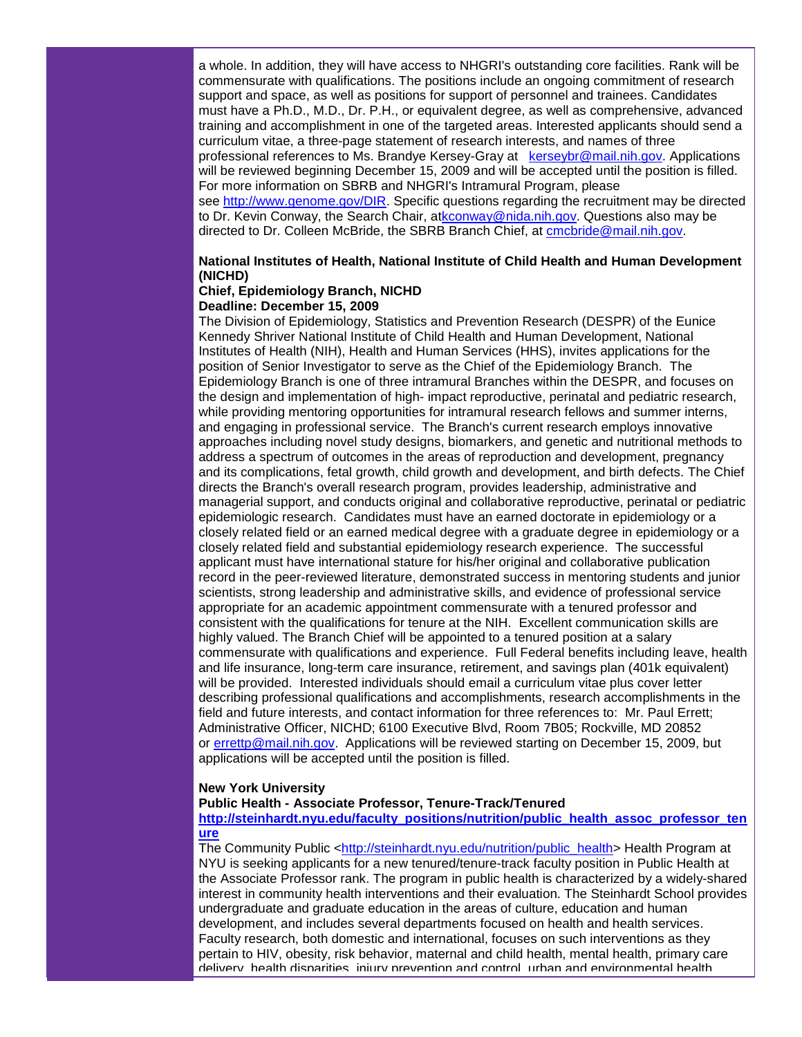a whole. In addition, they will have access to NHGRI's outstanding core facilities. Rank will be commensurate with qualifications. The positions include an ongoing commitment of research support and space, as well as positions for support of personnel and trainees. Candidates must have a Ph.D., M.D., Dr. P.H., or equivalent degree, as well as comprehensive, advanced training and accomplishment in one of the targeted areas. Interested applicants should send a curriculum vitae, a three-page statement of research interests, and names of three professional references to Ms. Brandye Kersey-Gray at kerseybr@mail.nih.gov. Applications will be reviewed beginning December 15, 2009 and will be accepted until the position is filled. For more information on SBRB and NHGRI's Intramural Program, please see http://www.genome.gov/DIR. Specific questions regarding the recruitment may be directed to Dr. Kevin Conway, the Search Chair, atkconway@nida.nih.gov. Questions also may be directed to Dr. Colleen McBride, the SBRB Branch Chief, at cmcbride@mail.nih.gov.

**National Institutes of Health, National Institute of Child Health and Human Development (NICHD)**
**Chief, Epidemiology Branch, NICHD**
**Deadline: December 15, 2009**

The Division of Epidemiology, Statistics and Prevention Research (DESPR) of the Eunice Kennedy Shriver National Institute of Child Health and Human Development, National Institutes of Health (NIH), Health and Human Services (HHS), invites applications for the position of Senior Investigator to serve as the Chief of the Epidemiology Branch. The Epidemiology Branch is one of three intramural Branches within the DESPR, and focuses on the design and implementation of high- impact reproductive, perinatal and pediatric research, while providing mentoring opportunities for intramural research fellows and summer interns, and engaging in professional service. The Branch's current research employs innovative approaches including novel study designs, biomarkers, and genetic and nutritional methods to address a spectrum of outcomes in the areas of reproduction and development, pregnancy and its complications, fetal growth, child growth and development, and birth defects. The Chief directs the Branch's overall research program, provides leadership, administrative and managerial support, and conducts original and collaborative reproductive, perinatal or pediatric epidemiologic research. Candidates must have an earned doctorate in epidemiology or a closely related field or an earned medical degree with a graduate degree in epidemiology or a closely related field and substantial epidemiology research experience. The successful applicant must have international stature for his/her original and collaborative publication record in the peer-reviewed literature, demonstrated success in mentoring students and junior scientists, strong leadership and administrative skills, and evidence of professional service appropriate for an academic appointment commensurate with a tenured professor and consistent with the qualifications for tenure at the NIH. Excellent communication skills are highly valued. The Branch Chief will be appointed to a tenured position at a salary commensurate with qualifications and experience. Full Federal benefits including leave, health and life insurance, long-term care insurance, retirement, and savings plan (401k equivalent) will be provided. Interested individuals should email a curriculum vitae plus cover letter describing professional qualifications and accomplishments, research accomplishments in the field and future interests, and contact information for three references to: Mr. Paul Errett; Administrative Officer, NICHD; 6100 Executive Blvd, Room 7B05; Rockville, MD 20852 or errettp@mail.nih.gov. Applications will be reviewed starting on December 15, 2009, but applications will be accepted until the position is filled.

**New York University**
**Public Health - Associate Professor, Tenure-Track/Tenured**
**http://steinhardt.nyu.edu/faculty_positions/nutrition/public_health_assoc_professor_tenure**

The Community Public <http://steinhardt.nyu.edu/nutrition/public_health> Health Program at NYU is seeking applicants for a new tenured/tenure-track faculty position in Public Health at the Associate Professor rank. The program in public health is characterized by a widely-shared interest in community health interventions and their evaluation. The Steinhardt School provides undergraduate and graduate education in the areas of culture, education and human development, and includes several departments focused on health and health services. Faculty research, both domestic and international, focuses on such interventions as they pertain to HIV, obesity, risk behavior, maternal and child health, mental health, primary care delivery, health disparities, injury prevention and control, urban and environmental health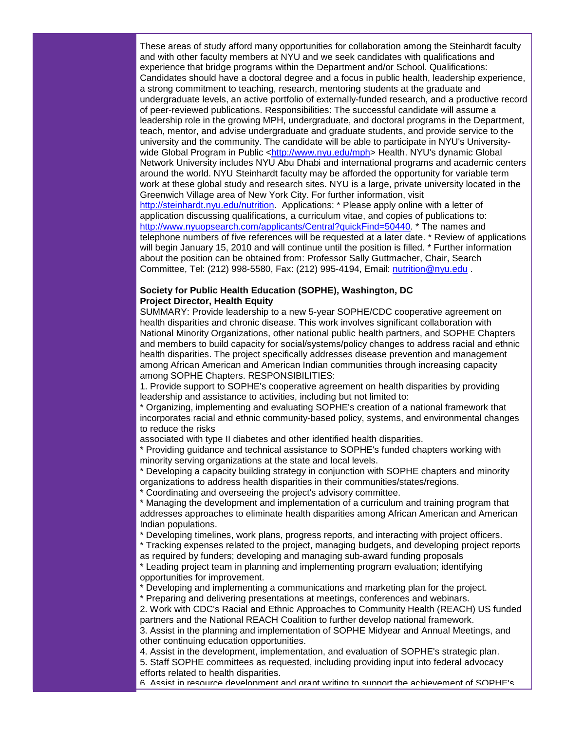These areas of study afford many opportunities for collaboration among the Steinhardt faculty and with other faculty members at NYU and we seek candidates with qualifications and experience that bridge programs within the Department and/or School. Qualifications: Candidates should have a doctoral degree and a focus in public health, leadership experience, a strong commitment to teaching, research, mentoring students at the graduate and undergraduate levels, an active portfolio of externally-funded research, and a productive record of peer-reviewed publications. Responsibilities: The successful candidate will assume a leadership role in the growing MPH, undergraduate, and doctoral programs in the Department, teach, mentor, and advise undergraduate and graduate students, and provide service to the university and the community. The candidate will be able to participate in NYU's University-wide Global Program in Public <http://www.nyu.edu/mph> Health. NYU's dynamic Global Network University includes NYU Abu Dhabi and international programs and academic centers around the world. NYU Steinhardt faculty may be afforded the opportunity for variable term work at these global study and research sites. NYU is a large, private university located in the Greenwich Village area of New York City. For further information, visit http://steinhardt.nyu.edu/nutrition. Applications: * Please apply online with a letter of application discussing qualifications, a curriculum vitae, and copies of publications to: http://www.nyuopsearch.com/applicants/Central?quickFind=50440. * The names and telephone numbers of five references will be requested at a later date. * Review of applications will begin January 15, 2010 and will continue until the position is filled. * Further information about the position can be obtained from: Professor Sally Guttmacher, Chair, Search Committee, Tel: (212) 998-5580, Fax: (212) 995-4194, Email: nutrition@nyu.edu .

**Society for Public Health Education (SOPHE), Washington, DC**
**Project Director, Health Equity**

SUMMARY: Provide leadership to a new 5-year SOPHE/CDC cooperative agreement on health disparities and chronic disease. This work involves significant collaboration with National Minority Organizations, other national public health partners, and SOPHE Chapters and members to build capacity for social/systems/policy changes to address racial and ethnic health disparities. The project specifically addresses disease prevention and management among African American and American Indian communities through increasing capacity among SOPHE Chapters. RESPONSIBILITIES:

1. Provide support to SOPHE's cooperative agreement on health disparities by providing leadership and assistance to activities, including but not limited to:
* Organizing, implementing and evaluating SOPHE's creation of a national framework that incorporates racial and ethnic community-based policy, systems, and environmental changes to reduce the risks
associated with type II diabetes and other identified health disparities.
* Providing guidance and technical assistance to SOPHE's funded chapters working with minority serving organizations at the state and local levels.
* Developing a capacity building strategy in conjunction with SOPHE chapters and minority organizations to address health disparities in their communities/states/regions.
* Coordinating and overseeing the project's advisory committee.
* Managing the development and implementation of a curriculum and training program that addresses approaches to eliminate health disparities among African American and American Indian populations.
* Developing timelines, work plans, progress reports, and interacting with project officers.
* Tracking expenses related to the project, managing budgets, and developing project reports as required by funders; developing and managing sub-award funding proposals
* Leading project team in planning and implementing program evaluation; identifying opportunities for improvement.
* Developing and implementing a communications and marketing plan for the project.
* Preparing and delivering presentations at meetings, conferences and webinars.
2. Work with CDC's Racial and Ethnic Approaches to Community Health (REACH) US funded partners and the National REACH Coalition to further develop national framework.
3. Assist in the planning and implementation of SOPHE Midyear and Annual Meetings, and other continuing education opportunities.
4. Assist in the development, implementation, and evaluation of SOPHE's strategic plan.
5. Staff SOPHE committees as requested, including providing input into federal advocacy efforts related to health disparities.
6. Assist in resource development and grant writing to support the achievement of SOPHE's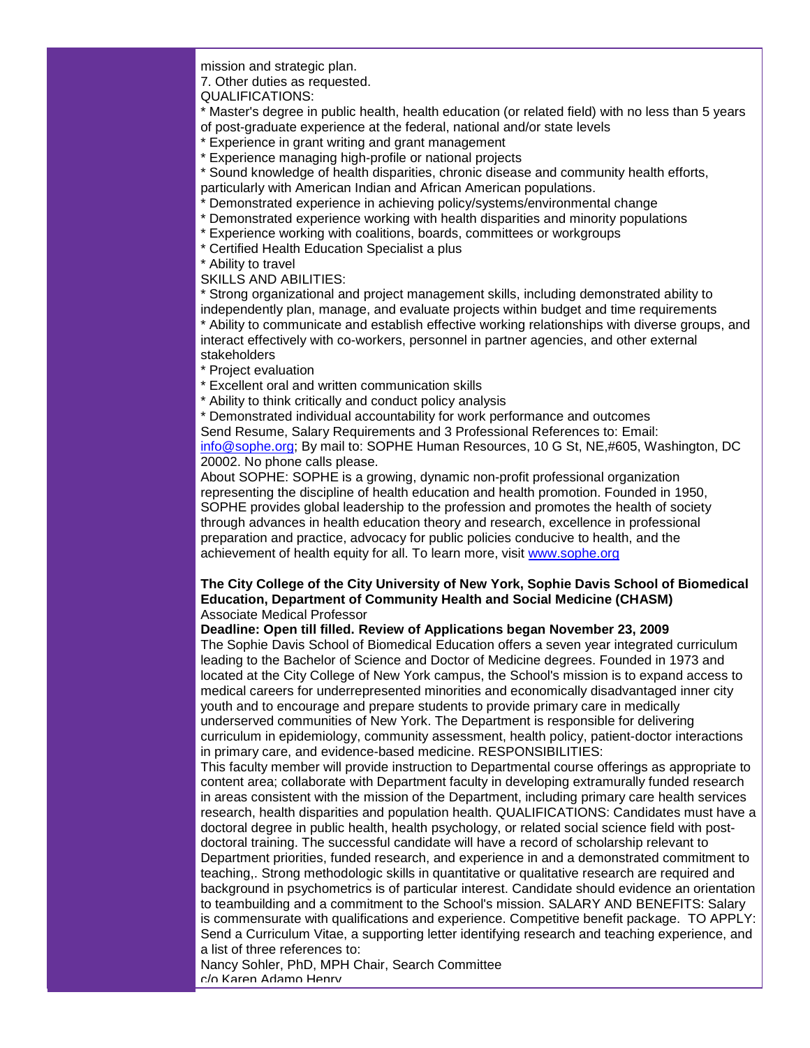mission and strategic plan.
7. Other duties as requested.
QUALIFICATIONS:
* Master's degree in public health, health education (or related field) with no less than 5 years of post-graduate experience at the federal, national and/or state levels
* Experience in grant writing and grant management
* Experience managing high-profile or national projects
* Sound knowledge of health disparities, chronic disease and community health efforts, particularly with American Indian and African American populations.
* Demonstrated experience in achieving policy/systems/environmental change
* Demonstrated experience working with health disparities and minority populations
* Experience working with coalitions, boards, committees or workgroups
* Certified Health Education Specialist a plus
* Ability to travel
SKILLS AND ABILITIES:
* Strong organizational and project management skills, including demonstrated ability to independently plan, manage, and evaluate projects within budget and time requirements
* Ability to communicate and establish effective working relationships with diverse groups, and interact effectively with co-workers, personnel in partner agencies, and other external stakeholders
* Project evaluation
* Excellent oral and written communication skills
* Ability to think critically and conduct policy analysis
* Demonstrated individual accountability for work performance and outcomes
Send Resume, Salary Requirements and 3 Professional References to: Email: info@sophe.org; By mail to: SOPHE Human Resources, 10 G St, NE,#605, Washington, DC 20002. No phone calls please.
About SOPHE: SOPHE is a growing, dynamic non-profit professional organization representing the discipline of health education and health promotion. Founded in 1950, SOPHE provides global leadership to the profession and promotes the health of society through advances in health education theory and research, excellence in professional preparation and practice, advocacy for public policies conducive to health, and the achievement of health equity for all. To learn more, visit www.sophe.org

**The City College of the City University of New York, Sophie Davis School of Biomedical Education, Department of Community Health and Social Medicine (CHASM)**
Associate Medical Professor
**Deadline: Open till filled. Review of Applications began November 23, 2009**
The Sophie Davis School of Biomedical Education offers a seven year integrated curriculum leading to the Bachelor of Science and Doctor of Medicine degrees. Founded in 1973 and located at the City College of New York campus, the School's mission is to expand access to medical careers for underrepresented minorities and economically disadvantaged inner city youth and to encourage and prepare students to provide primary care in medically underserved communities of New York. The Department is responsible for delivering curriculum in epidemiology, community assessment, health policy, patient-doctor interactions in primary care, and evidence-based medicine. RESPONSIBILITIES:
This faculty member will provide instruction to Departmental course offerings as appropriate to content area; collaborate with Department faculty in developing extramurally funded research in areas consistent with the mission of the Department, including primary care health services research, health disparities and population health. QUALIFICATIONS: Candidates must have a doctoral degree in public health, health psychology, or related social science field with post-doctoral training. The successful candidate will have a record of scholarship relevant to Department priorities, funded research, and experience in and a demonstrated commitment to teaching,. Strong methodologic skills in quantitative or qualitative research are required and background in psychometrics is of particular interest. Candidate should evidence an orientation to teambuilding and a commitment to the School's mission. SALARY AND BENEFITS: Salary is commensurate with qualifications and experience. Competitive benefit package. TO APPLY: Send a Curriculum Vitae, a supporting letter identifying research and teaching experience, and a list of three references to:
Nancy Sohler, PhD, MPH Chair, Search Committee
c/o Karen Adamo Henry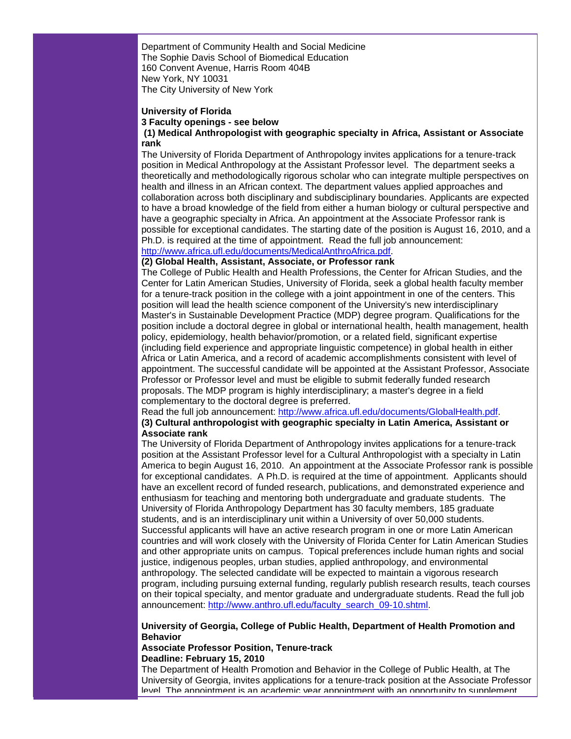Department of Community Health and Social Medicine
The Sophie Davis School of Biomedical Education
160 Convent Avenue, Harris Room 404B
New York, NY 10031
The City University of New York

**University of Florida**
**3 Faculty openings - see below**
**(1) Medical Anthropologist with geographic specialty in Africa, Assistant or Associate rank**

The University of Florida Department of Anthropology invites applications for a tenure-track position in Medical Anthropology at the Assistant Professor level. The department seeks a theoretically and methodologically rigorous scholar who can integrate multiple perspectives on health and illness in an African context. The department values applied approaches and collaboration across both disciplinary and subdisciplinary boundaries. Applicants are expected to have a broad knowledge of the field from either a human biology or cultural perspective and have a geographic specialty in Africa. An appointment at the Associate Professor rank is possible for exceptional candidates. The starting date of the position is August 16, 2010, and a Ph.D. is required at the time of appointment. Read the full job announcement: http://www.africa.ufl.edu/documents/MedicalAnthroAfrica.pdf.

**(2) Global Health, Assistant, Associate, or Professor rank**

The College of Public Health and Health Professions, the Center for African Studies, and the Center for Latin American Studies, University of Florida, seek a global health faculty member for a tenure-track position in the college with a joint appointment in one of the centers. This position will lead the health science component of the University's new interdisciplinary Master's in Sustainable Development Practice (MDP) degree program. Qualifications for the position include a doctoral degree in global or international health, health management, health policy, epidemiology, health behavior/promotion, or a related field, significant expertise (including field experience and appropriate linguistic competence) in global health in either Africa or Latin America, and a record of academic accomplishments consistent with level of appointment. The successful candidate will be appointed at the Assistant Professor, Associate Professor or Professor level and must be eligible to submit federally funded research proposals. The MDP program is highly interdisciplinary; a master's degree in a field complementary to the doctoral degree is preferred.
Read the full job announcement: http://www.africa.ufl.edu/documents/GlobalHealth.pdf.

**(3) Cultural anthropologist with geographic specialty in Latin America, Assistant or Associate rank**

The University of Florida Department of Anthropology invites applications for a tenure-track position at the Assistant Professor level for a Cultural Anthropologist with a specialty in Latin America to begin August 16, 2010. An appointment at the Associate Professor rank is possible for exceptional candidates. A Ph.D. is required at the time of appointment. Applicants should have an excellent record of funded research, publications, and demonstrated experience and enthusiasm for teaching and mentoring both undergraduate and graduate students. The University of Florida Anthropology Department has 30 faculty members, 185 graduate students, and is an interdisciplinary unit within a University of over 50,000 students. Successful applicants will have an active research program in one or more Latin American countries and will work closely with the University of Florida Center for Latin American Studies and other appropriate units on campus. Topical preferences include human rights and social justice, indigenous peoples, urban studies, applied anthropology, and environmental anthropology. The selected candidate will be expected to maintain a vigorous research program, including pursuing external funding, regularly publish research results, teach courses on their topical specialty, and mentor graduate and undergraduate students. Read the full job announcement: http://www.anthro.ufl.edu/faculty_search_09-10.shtml.

**University of Georgia, College of Public Health, Department of Health Promotion and Behavior**
**Associate Professor Position, Tenure-track**
**Deadline: February 15, 2010**

The Department of Health Promotion and Behavior in the College of Public Health, at The University of Georgia, invites applications for a tenure-track position at the Associate Professor level. The appointment is an academic year appointment with an opportunity to supplement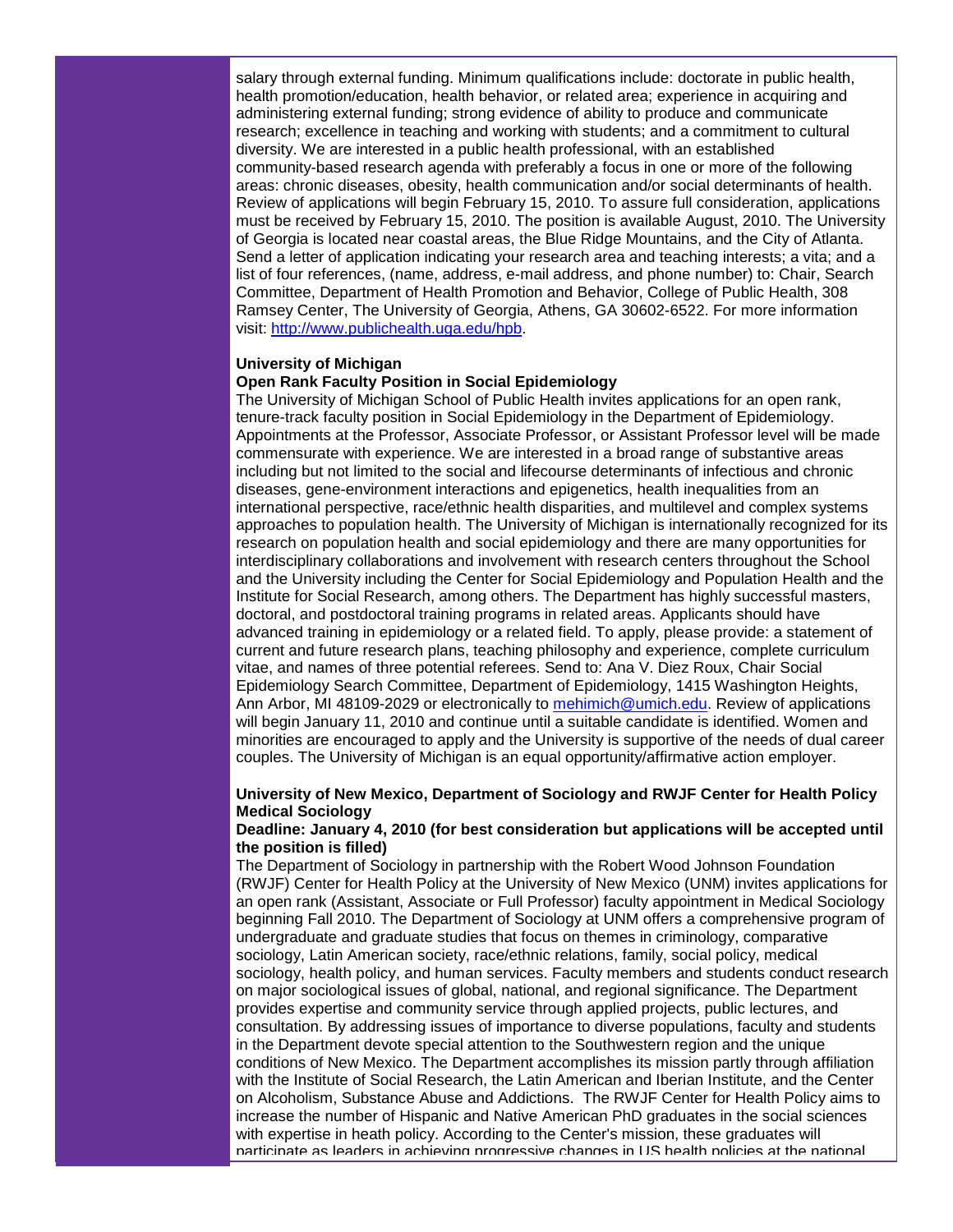salary through external funding. Minimum qualifications include: doctorate in public health, health promotion/education, health behavior, or related area; experience in acquiring and administering external funding; strong evidence of ability to produce and communicate research; excellence in teaching and working with students; and a commitment to cultural diversity. We are interested in a public health professional, with an established community-based research agenda with preferably a focus in one or more of the following areas: chronic diseases, obesity, health communication and/or social determinants of health. Review of applications will begin February 15, 2010. To assure full consideration, applications must be received by February 15, 2010. The position is available August, 2010. The University of Georgia is located near coastal areas, the Blue Ridge Mountains, and the City of Atlanta. Send a letter of application indicating your research area and teaching interests; a vita; and a list of four references, (name, address, e-mail address, and phone number) to: Chair, Search Committee, Department of Health Promotion and Behavior, College of Public Health, 308 Ramsey Center, The University of Georgia, Athens, GA 30602-6522. For more information visit: http://www.publichealth.uga.edu/hpb.

**University of Michigan**
**Open Rank Faculty Position in Social Epidemiology**

The University of Michigan School of Public Health invites applications for an open rank, tenure-track faculty position in Social Epidemiology in the Department of Epidemiology. Appointments at the Professor, Associate Professor, or Assistant Professor level will be made commensurate with experience. We are interested in a broad range of substantive areas including but not limited to the social and lifecourse determinants of infectious and chronic diseases, gene-environment interactions and epigenetics, health inequalities from an international perspective, race/ethnic health disparities, and multilevel and complex systems approaches to population health. The University of Michigan is internationally recognized for its research on population health and social epidemiology and there are many opportunities for interdisciplinary collaborations and involvement with research centers throughout the School and the University including the Center for Social Epidemiology and Population Health and the Institute for Social Research, among others. The Department has highly successful masters, doctoral, and postdoctoral training programs in related areas. Applicants should have advanced training in epidemiology or a related field. To apply, please provide: a statement of current and future research plans, teaching philosophy and experience, complete curriculum vitae, and names of three potential referees. Send to: Ana V. Diez Roux, Chair Social Epidemiology Search Committee, Department of Epidemiology, 1415 Washington Heights, Ann Arbor, MI 48109-2029 or electronically to mehimich@umich.edu. Review of applications will begin January 11, 2010 and continue until a suitable candidate is identified. Women and minorities are encouraged to apply and the University is supportive of the needs of dual career couples. The University of Michigan is an equal opportunity/affirmative action employer.

**University of New Mexico, Department of Sociology and RWJF Center for Health Policy**
**Medical Sociology**
**Deadline: January 4, 2010 (for best consideration but applications will be accepted until the position is filled)**

The Department of Sociology in partnership with the Robert Wood Johnson Foundation (RWJF) Center for Health Policy at the University of New Mexico (UNM) invites applications for an open rank (Assistant, Associate or Full Professor) faculty appointment in Medical Sociology beginning Fall 2010. The Department of Sociology at UNM offers a comprehensive program of undergraduate and graduate studies that focus on themes in criminology, comparative sociology, Latin American society, race/ethnic relations, family, social policy, medical sociology, health policy, and human services. Faculty members and students conduct research on major sociological issues of global, national, and regional significance. The Department provides expertise and community service through applied projects, public lectures, and consultation. By addressing issues of importance to diverse populations, faculty and students in the Department devote special attention to the Southwestern region and the unique conditions of New Mexico. The Department accomplishes its mission partly through affiliation with the Institute of Social Research, the Latin American and Iberian Institute, and the Center on Alcoholism, Substance Abuse and Addictions. The RWJF Center for Health Policy aims to increase the number of Hispanic and Native American PhD graduates in the social sciences with expertise in heath policy. According to the Center's mission, these graduates will participate as leaders in achieving progressive changes in US health policies at the national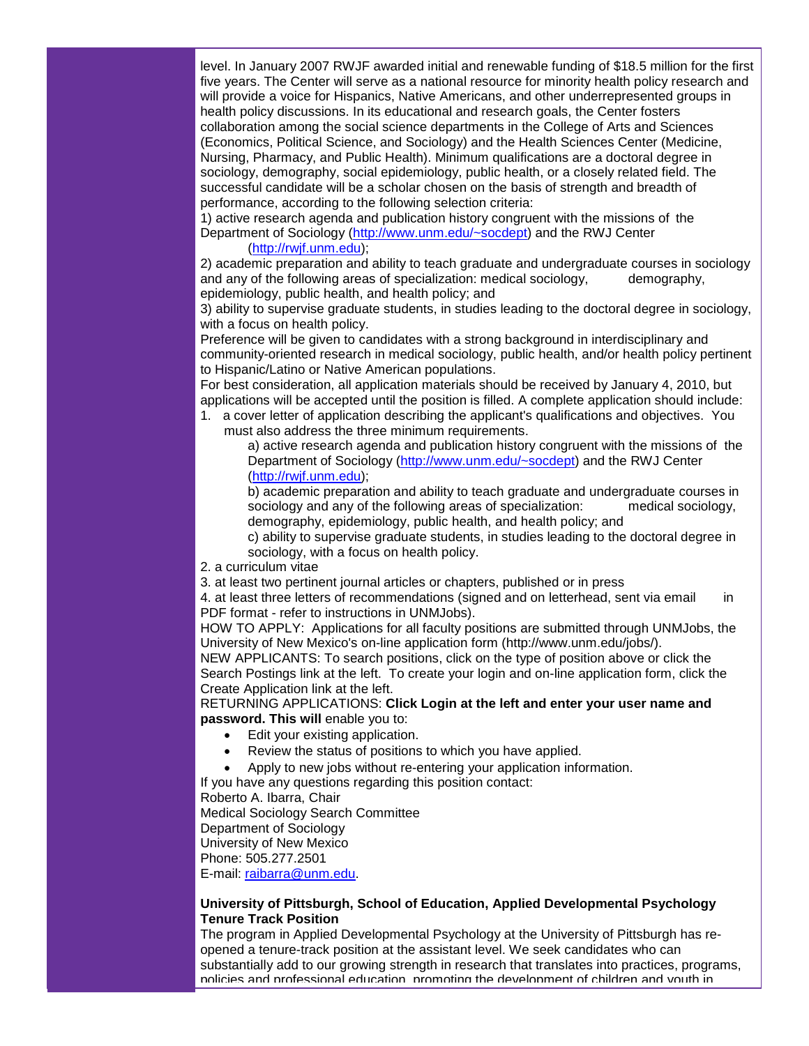level. In January 2007 RWJF awarded initial and renewable funding of $18.5 million for the first five years. The Center will serve as a national resource for minority health policy research and will provide a voice for Hispanics, Native Americans, and other underrepresented groups in health policy discussions. In its educational and research goals, the Center fosters collaboration among the social science departments in the College of Arts and Sciences (Economics, Political Science, and Sociology) and the Health Sciences Center (Medicine, Nursing, Pharmacy, and Public Health). Minimum qualifications are a doctoral degree in sociology, demography, social epidemiology, public health, or a closely related field. The successful candidate will be a scholar chosen on the basis of strength and breadth of performance, according to the following selection criteria:

1) active research agenda and publication history congruent with the missions of the Department of Sociology (http://www.unm.edu/~socdept) and the RWJ Center (http://rwjf.unm.edu);

2) academic preparation and ability to teach graduate and undergraduate courses in sociology and any of the following areas of specialization: medical sociology, demography, epidemiology, public health, and health policy; and

3) ability to supervise graduate students, in studies leading to the doctoral degree in sociology, with a focus on health policy.

Preference will be given to candidates with a strong background in interdisciplinary and community-oriented research in medical sociology, public health, and/or health policy pertinent to Hispanic/Latino or Native American populations.

For best consideration, all application materials should be received by January 4, 2010, but applications will be accepted until the position is filled. A complete application should include:

1. a cover letter of application describing the applicant's qualifications and objectives. You must also address the three minimum requirements.
   a) active research agenda and publication history congruent with the missions of the Department of Sociology (http://www.unm.edu/~socdept) and the RWJ Center (http://rwjf.unm.edu);
   b) academic preparation and ability to teach graduate and undergraduate courses in sociology and any of the following areas of specialization: medical sociology, demography, epidemiology, public health, and health policy; and
   c) ability to supervise graduate students, in studies leading to the doctoral degree in sociology, with a focus on health policy.
2. a curriculum vitae
3. at least two pertinent journal articles or chapters, published or in press
4. at least three letters of recommendations (signed and on letterhead, sent via email in PDF format - refer to instructions in UNMJobs).

HOW TO APPLY: Applications for all faculty positions are submitted through UNMJobs, the University of New Mexico's on-line application form (http://www.unm.edu/jobs/).

NEW APPLICANTS: To search positions, click on the type of position above or click the Search Postings link at the left. To create your login and on-line application form, click the Create Application link at the left.

RETURNING APPLICATIONS: **Click Login at the left and enter your user name and password. This will** enable you to:

- Edit your existing application.
- Review the status of positions to which you have applied.
- Apply to new jobs without re-entering your application information.

If you have any questions regarding this position contact:
Roberto A. Ibarra, Chair
Medical Sociology Search Committee
Department of Sociology
University of New Mexico
Phone: 505.277.2501
E-mail: raibarra@unm.edu.

**University of Pittsburgh, School of Education, Applied Developmental Psychology Tenure Track Position**

The program in Applied Developmental Psychology at the University of Pittsburgh has re-opened a tenure-track position at the assistant level. We seek candidates who can substantially add to our growing strength in research that translates into practices, programs, policies and professional education promoting the development of children and youth in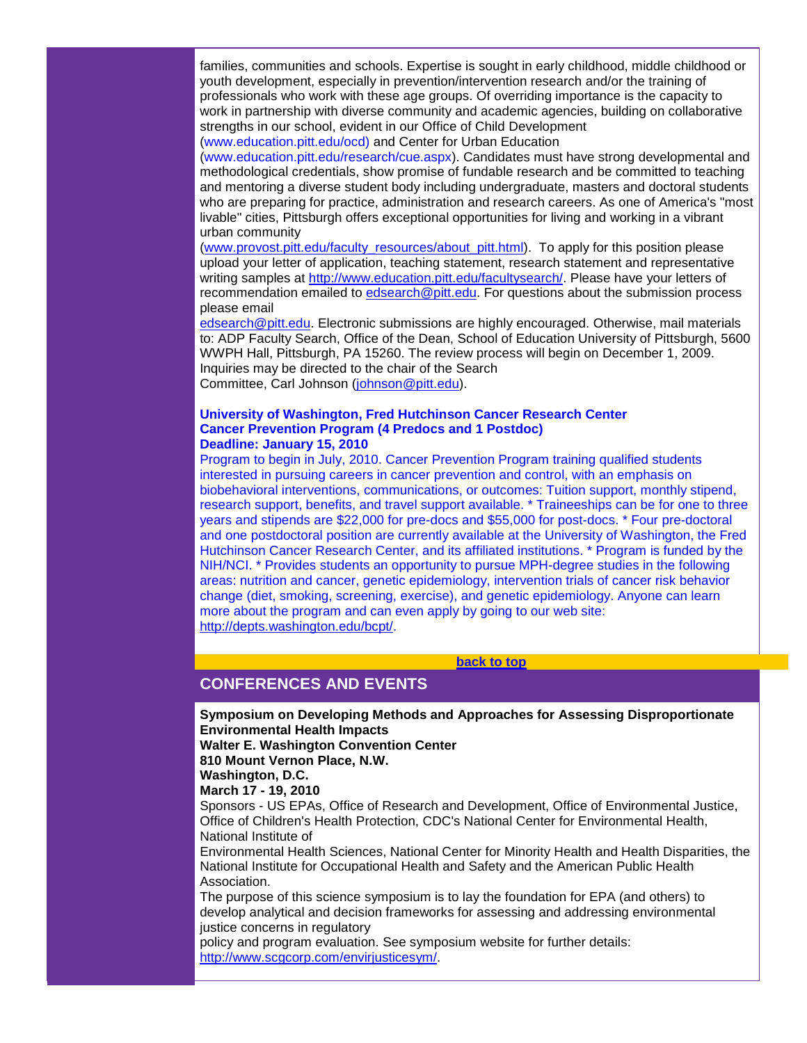families, communities and schools. Expertise is sought in early childhood, middle childhood or youth development, especially in prevention/intervention research and/or the training of professionals who work with these age groups. Of overriding importance is the capacity to work in partnership with diverse community and academic agencies, building on collaborative strengths in our school, evident in our Office of Child Development (www.education.pitt.edu/ocd) and Center for Urban Education (www.education.pitt.edu/research/cue.aspx). Candidates must have strong developmental and methodological credentials, show promise of fundable research and be committed to teaching and mentoring a diverse student body including undergraduate, masters and doctoral students who are preparing for practice, administration and research careers. As one of America's "most livable" cities, Pittsburgh offers exceptional opportunities for living and working in a vibrant urban community (www.provost.pitt.edu/faculty_resources/about_pitt.html). To apply for this position please upload your letter of application, teaching statement, research statement and representative writing samples at http://www.education.pitt.edu/facultysearch/. Please have your letters of recommendation emailed to edsearch@pitt.edu. For questions about the submission process please email edsearch@pitt.edu. Electronic submissions are highly encouraged. Otherwise, mail materials to: ADP Faculty Search, Office of the Dean, School of Education University of Pittsburgh, 5600 WWPH Hall, Pittsburgh, PA 15260. The review process will begin on December 1, 2009. Inquiries may be directed to the chair of the Search Committee, Carl Johnson (johnson@pitt.edu).

**University of Washington, Fred Hutchinson Cancer Research Center**
**Cancer Prevention Program (4 Predocs and 1 Postdoc)**
**Deadline: January 15, 2010**

Program to begin in July, 2010. Cancer Prevention Program training qualified students interested in pursuing careers in cancer prevention and control, with an emphasis on biobehavioral interventions, communications, or outcomes: Tuition support, monthly stipend, research support, benefits, and travel support available. * Traineeships can be for one to three years and stipends are $22,000 for pre-docs and $55,000 for post-docs. * Four pre-doctoral and one postdoctoral position are currently available at the University of Washington, the Fred Hutchinson Cancer Research Center, and its affiliated institutions. * Program is funded by the NIH/NCI. * Provides students an opportunity to pursue MPH-degree studies in the following areas: nutrition and cancer, genetic epidemiology, intervention trials of cancer risk behavior change (diet, smoking, screening, exercise), and genetic epidemiology. Anyone can learn more about the program and can even apply by going to our web site: http://depts.washington.edu/bcpt/.

**back to top**

## CONFERENCES AND EVENTS

**Symposium on Developing Methods and Approaches for Assessing Disproportionate Environmental Health Impacts**
**Walter E. Washington Convention Center**
**810 Mount Vernon Place, N.W.**
**Washington, D.C.**
**March 17 - 19, 2010**

Sponsors - US EPAs, Office of Research and Development, Office of Environmental Justice, Office of Children's Health Protection, CDC's National Center for Environmental Health, National Institute of Environmental Health Sciences, National Center for Minority Health and Health Disparities, the National Institute for Occupational Health and Safety and the American Public Health Association.

The purpose of this science symposium is to lay the foundation for EPA (and others) to develop analytical and decision frameworks for assessing and addressing environmental justice concerns in regulatory policy and program evaluation. See symposium website for further details: http://www.scgcorp.com/envirjusticesym/.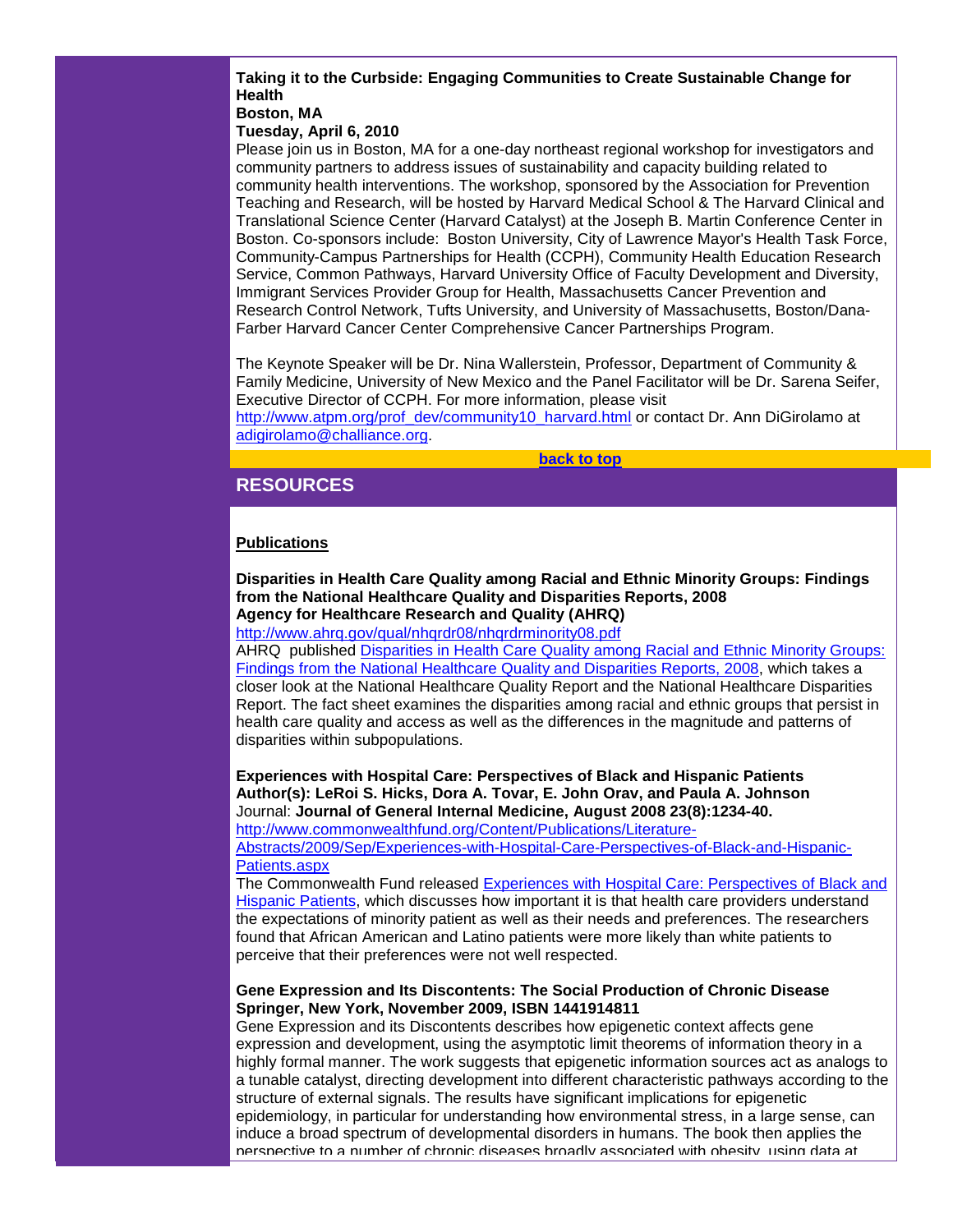**Taking it to the Curbside: Engaging Communities to Create Sustainable Change for Health**
**Boston, MA**
**Tuesday, April 6, 2010**

Please join us in Boston, MA for a one-day northeast regional workshop for investigators and community partners to address issues of sustainability and capacity building related to community health interventions. The workshop, sponsored by the Association for Prevention Teaching and Research, will be hosted by Harvard Medical School & The Harvard Clinical and Translational Science Center (Harvard Catalyst) at the Joseph B. Martin Conference Center in Boston. Co-sponsors include: Boston University, City of Lawrence Mayor's Health Task Force, Community-Campus Partnerships for Health (CCPH), Community Health Education Research Service, Common Pathways, Harvard University Office of Faculty Development and Diversity, Immigrant Services Provider Group for Health, Massachusetts Cancer Prevention and Research Control Network, Tufts University, and University of Massachusetts, Boston/Dana-Farber Harvard Cancer Center Comprehensive Cancer Partnerships Program.

The Keynote Speaker will be Dr. Nina Wallerstein, Professor, Department of Community & Family Medicine, University of New Mexico and the Panel Facilitator will be Dr. Sarena Seifer, Executive Director of CCPH. For more information, please visit http://www.atpm.org/prof_dev/community10_harvard.html or contact Dr. Ann DiGirolamo at adigirolamo@challiance.org.

**back to top**

## RESOURCES

**Publications**

**Disparities in Health Care Quality among Racial and Ethnic Minority Groups: Findings from the National Healthcare Quality and Disparities Reports, 2008**
**Agency for Healthcare Research and Quality (AHRQ)**
http://www.ahrq.gov/qual/nhqrdr08/nhqrdrminority08.pdf
AHRQ published Disparities in Health Care Quality among Racial and Ethnic Minority Groups: Findings from the National Healthcare Quality and Disparities Reports, 2008, which takes a closer look at the National Healthcare Quality Report and the National Healthcare Disparities Report. The fact sheet examines the disparities among racial and ethnic groups that persist in health care quality and access as well as the differences in the magnitude and patterns of disparities within subpopulations.

**Experiences with Hospital Care: Perspectives of Black and Hispanic Patients**
**Author(s): LeRoi S. Hicks, Dora A. Tovar, E. John Orav, and Paula A. Johnson**
Journal: **Journal of General Internal Medicine, August 2008 23(8):1234-40.**
http://www.commonwealthfund.org/Content/Publications/Literature-Abstracts/2009/Sep/Experiences-with-Hospital-Care-Perspectives-of-Black-and-Hispanic-Patients.aspx
The Commonwealth Fund released Experiences with Hospital Care: Perspectives of Black and Hispanic Patients, which discusses how important it is that health care providers understand the expectations of minority patient as well as their needs and preferences. The researchers found that African American and Latino patients were more likely than white patients to perceive that their preferences were not well respected.

**Gene Expression and Its Discontents: The Social Production of Chronic Disease**
**Springer, New York, November 2009, ISBN 1441914811**
Gene Expression and its Discontents describes how epigenetic context affects gene expression and development, using the asymptotic limit theorems of information theory in a highly formal manner. The work suggests that epigenetic information sources act as analogs to a tunable catalyst, directing development into different characteristic pathways according to the structure of external signals. The results have significant implications for epigenetic epidemiology, in particular for understanding how environmental stress, in a large sense, can induce a broad spectrum of developmental disorders in humans. The book then applies the perspective to a number of chronic diseases broadly associated with obesity, using data at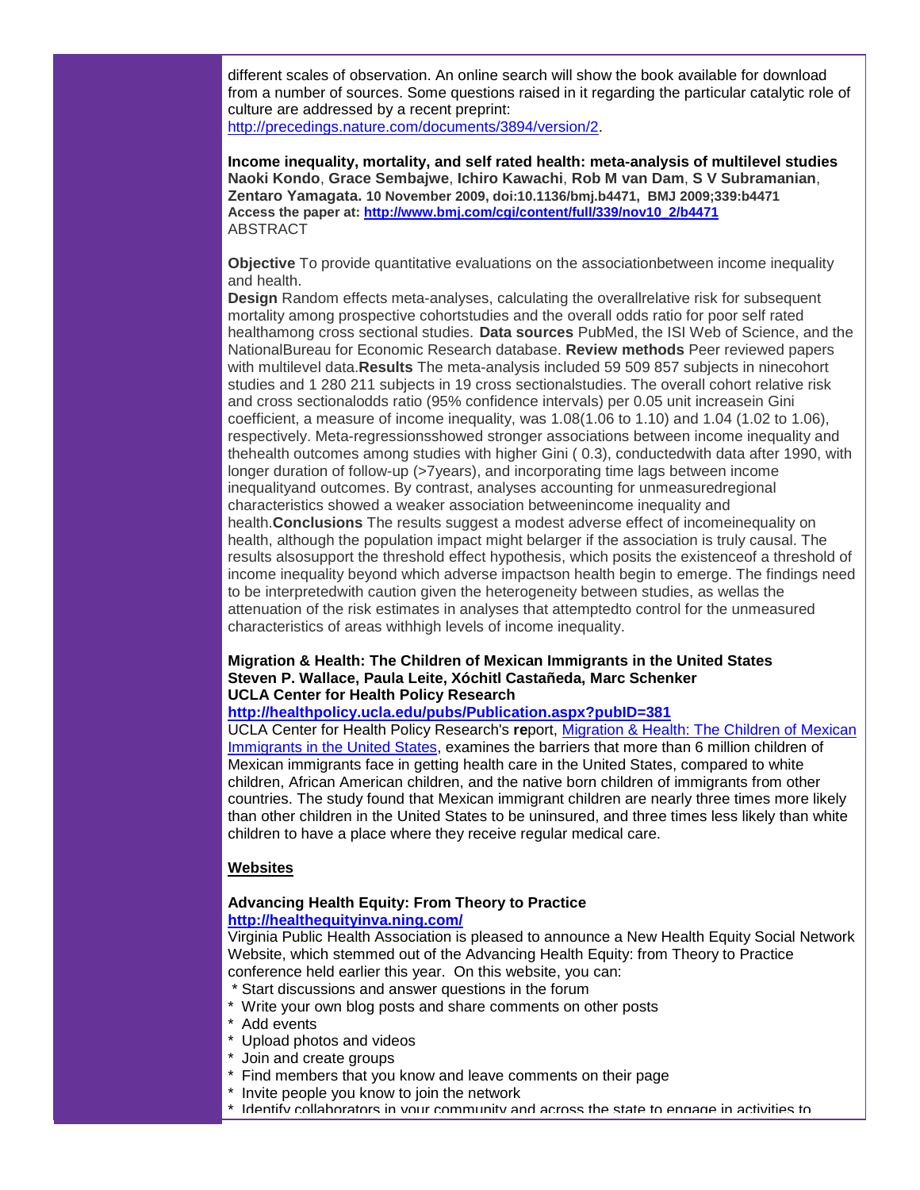different scales of observation. An online search will show the book available for download from a number of sources. Some questions raised in it regarding the particular catalytic role of culture are addressed by a recent preprint: http://precedings.nature.com/documents/3894/version/2.

**Income inequality, mortality, and self rated health: meta-analysis of multilevel studies**
**Naoki Kondo**, **Grace Sembajwe**, **Ichiro Kawachi**, **Rob M van Dam**, **S V Subramanian**, **Zentaro Yamagata. 10 November 2009, doi:10.1136/bmj.b4471, BMJ 2009;339:b4471**
**Access the paper at: http://www.bmj.com/cgi/content/full/339/nov10_2/b4471**
ABSTRACT

**Objective** To provide quantitative evaluations on the associationbetween income inequality and health.
**Design** Random effects meta-analyses, calculating the overallrelative risk for subsequent mortality among prospective cohortstudies and the overall odds ratio for poor self rated healthamong cross sectional studies. **Data sources** PubMed, the ISI Web of Science, and the NationalBureau for Economic Research database. **Review methods** Peer reviewed papers with multilevel data.**Results** The meta-analysis included 59 509 857 subjects in ninecohort studies and 1 280 211 subjects in 19 cross sectionalstudies. The overall cohort relative risk and cross sectionalodds ratio (95% confidence intervals) per 0.05 unit increasein Gini coefficient, a measure of income inequality, was 1.08(1.06 to 1.10) and 1.04 (1.02 to 1.06), respectively. Meta-regressionsshowed stronger associations between income inequality and thehealth outcomes among studies with higher Gini ( 0.3), conductedwith data after 1990, with longer duration of follow-up (>7years), and incorporating time lags between income inequalityand outcomes. By contrast, analyses accounting for unmeasuredregional characteristics showed a weaker association betweenincome inequality and health.**Conclusions** The results suggest a modest adverse effect of incomeinequality on health, although the population impact might belarger if the association is truly causal. The results alsosupport the threshold effect hypothesis, which posits the existenceof a threshold of income inequality beyond which adverse impactson health begin to emerge. The findings need to be interpretedwith caution given the heterogeneity between studies, as wellas the attenuation of the risk estimates in analyses that attemptedto control for the unmeasured characteristics of areas withhigh levels of income inequality.

**Migration & Health: The Children of Mexican Immigrants in the United States**
**Steven P. Wallace, Paula Leite, Xóchitl Castañeda, Marc Schenker**
**UCLA Center for Health Policy Research**
**http://healthpolicy.ucla.edu/pubs/Publication.aspx?pubID=381**
UCLA Center for Health Policy Research's **re**port, Migration & Health: The Children of Mexican Immigrants in the United States, examines the barriers that more than 6 million children of Mexican immigrants face in getting health care in the United States, compared to white children, African American children, and the native born children of immigrants from other countries. The study found that Mexican immigrant children are nearly three times more likely than other children in the United States to be uninsured, and three times less likely than white children to have a place where they receive regular medical care.

## Websites

**Advancing Health Equity: From Theory to Practice**
**http://healthequityinva.ning.com/**
Virginia Public Health Association is pleased to announce a New Health Equity Social Network Website, which stemmed out of the Advancing Health Equity: from Theory to Practice conference held earlier this year. On this website, you can:

* Start discussions and answer questions in the forum
* Write your own blog posts and share comments on other posts
* Add events
* Upload photos and videos
* Join and create groups
* Find members that you know and leave comments on their page
* Invite people you know to join the network
* Identify collaborators in your community and across the state to engage in activities to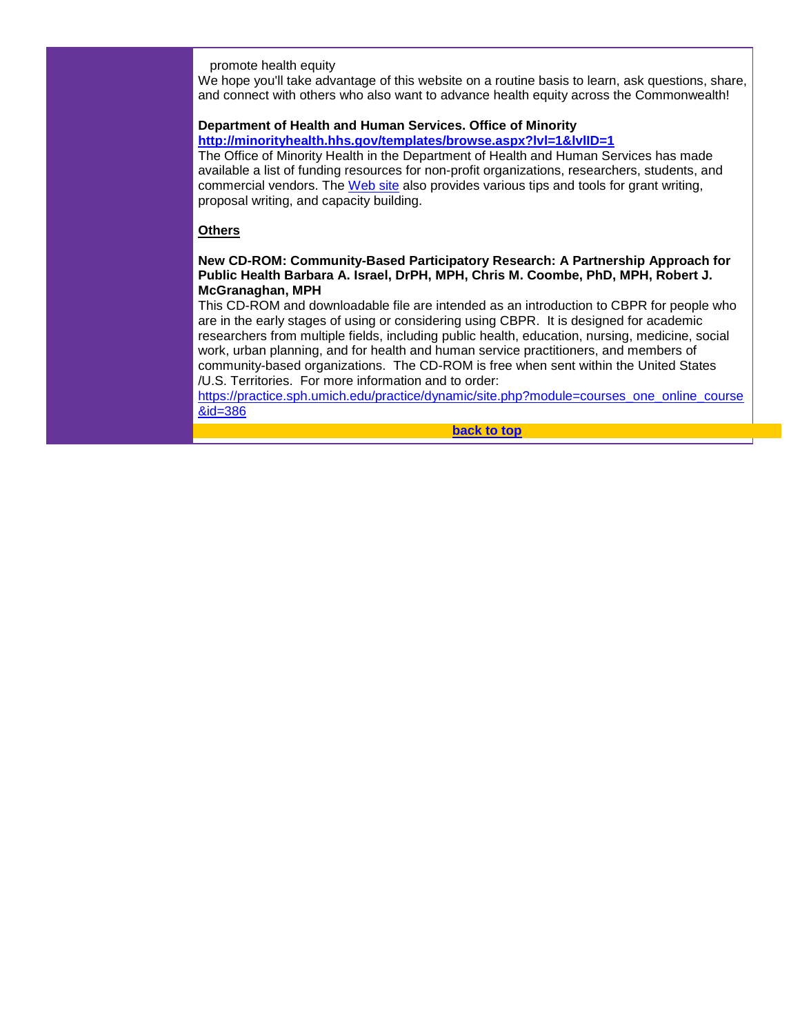promote health equity

We hope you'll take advantage of this website on a routine basis to learn, ask questions, share, and connect with others who also want to advance health equity across the Commonwealth!

**Department of Health and Human Services. Office of Minority**
**http://minorityhealth.hhs.gov/templates/browse.aspx?lvl=1&lvlID=1**
The Office of Minority Health in the Department of Health and Human Services has made available a list of funding resources for non-profit organizations, researchers, students, and commercial vendors. The Web site also provides various tips and tools for grant writing, proposal writing, and capacity building.

**Others**

**New CD-ROM: Community-Based Participatory Research: A Partnership Approach for Public Health Barbara A. Israel, DrPH, MPH, Chris M. Coombe, PhD, MPH, Robert J. McGranaghan, MPH**
This CD-ROM and downloadable file are intended as an introduction to CBPR for people who are in the early stages of using or considering using CBPR. It is designed for academic researchers from multiple fields, including public health, education, nursing, medicine, social work, urban planning, and for health and human service practitioners, and members of community-based organizations. The CD-ROM is free when sent within the United States /U.S. Territories. For more information and to order:
https://practice.sph.umich.edu/practice/dynamic/site.php?module=courses_one_online_course&id=386

**back to top**